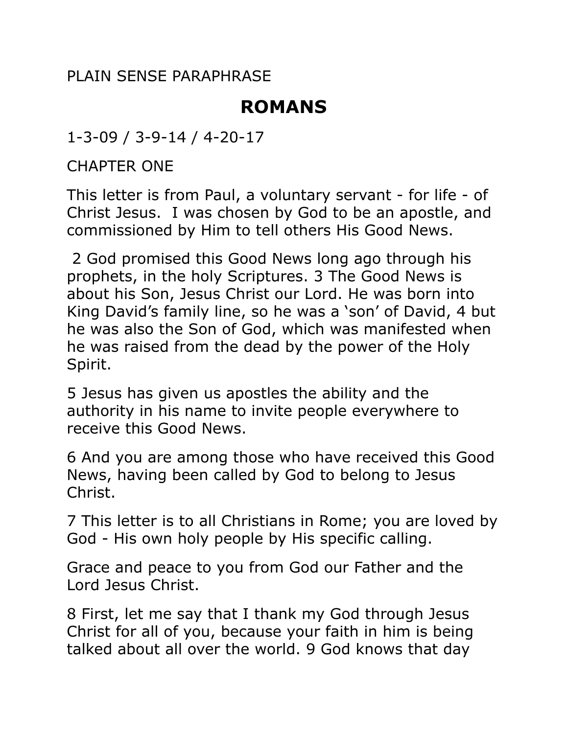PLAIN SENSE PARAPHRASE

# ROMANS

1-3-09 / 3-9-14 / 4-20-17

## CHAPTER ONE

This letter is from Paul, a voluntary servant - for life - of Christ Jesus.  I was chosen by God to be an apostle, and commissioned by Him to tell others His Good News.

2 God promised this Good News long ago through his prophets, in the holy Scriptures. 3 The Good News is about his Son, Jesus Christ our Lord. He was born into King David's family line, so he was a 'son' of David, 4 but he was also the Son of God, which was manifested when he was raised from the dead by the power of the Holy Spirit.

5 Jesus has given us apostles the ability and the authority in his name to invite people everywhere to receive this Good News.

6 And you are among those who have received this Good News, having been called by God to belong to Jesus Christ.

7 This letter is to all Christians in Rome; you are loved by God - His own holy people by His specific calling.

Grace and peace to you from God our Father and the Lord Jesus Christ.

8 First, let me say that I thank my God through Jesus Christ for all of you, because your faith in him is being talked about all over the world. 9 God knows that day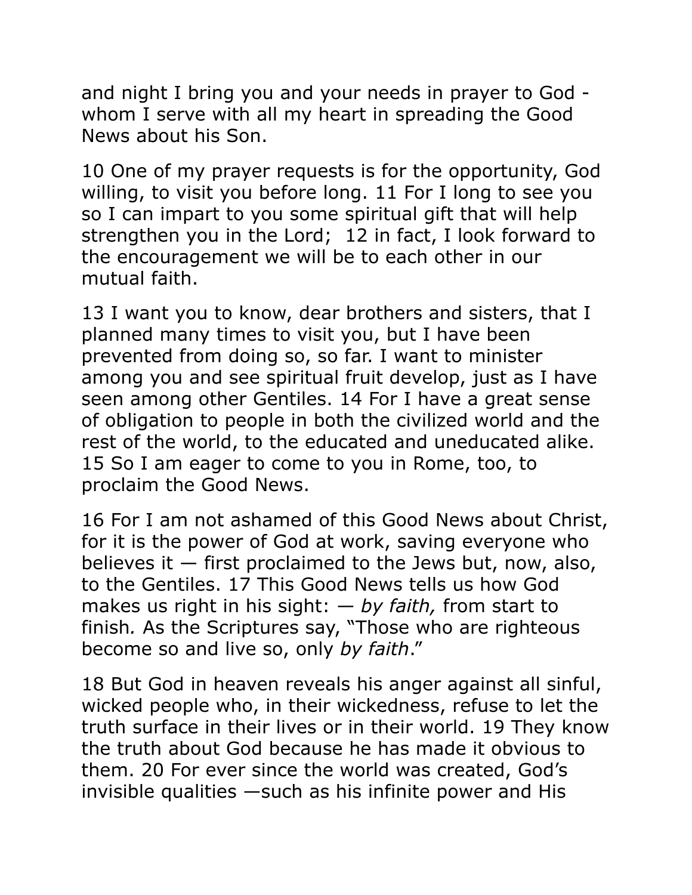and night I bring you and your needs in prayer to God - whom I serve with all my heart in spreading the Good News about his Son.

10 One of my prayer requests is for the opportunity, God willing, to visit you before long. 11 For I long to see you so I can impart to you some spiritual gift that will help strengthen you in the Lord;  12 in fact, I look forward to the encouragement we will be to each other in our mutual faith.

13 I want you to know, dear brothers and sisters, that I planned many times to visit you, but I have been prevented from doing so, so far. I want to minister among you and see spiritual fruit develop, just as I have seen among other Gentiles. 14 For I have a great sense of obligation to people in both the civilized world and the rest of the world, to the educated and uneducated alike. 15 So I am eager to come to you in Rome, too, to proclaim the Good News.

16 For I am not ashamed of this Good News about Christ, for it is the power of God at work, saving everyone who believes it — first proclaimed to the Jews but, now, also, to the Gentiles. 17 This Good News tells us how God makes us right in his sight: — *by faith,* from start to finish*.* As the Scriptures say, "Those who are righteous become so and live so, only *by faith*."

18 But God in heaven reveals his anger against all sinful, wicked people who, in their wickedness, refuse to let the truth surface in their lives or in their world. 19 They know the truth about God because he has made it obvious to them. 20 For ever since the world was created, God's invisible qualities —such as his infinite power and His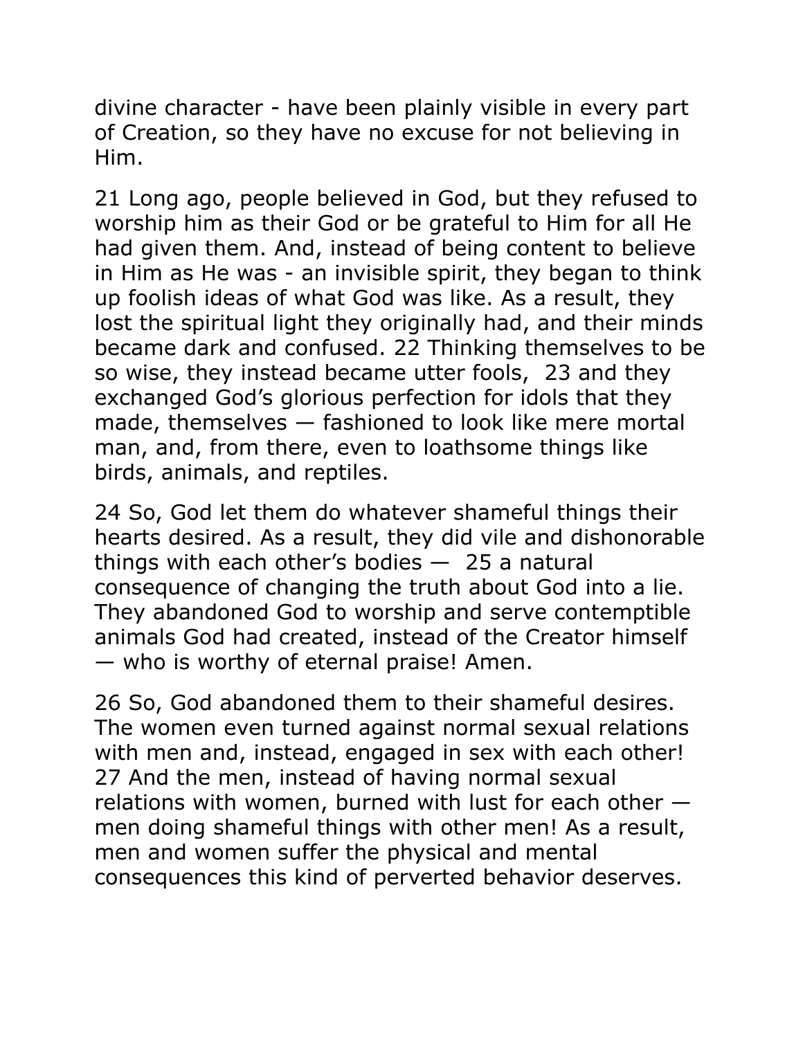divine character - have been plainly visible in every part of Creation, so they have no excuse for not believing in Him.

21 Long ago, people believed in God, but they refused to worship him as their God or be grateful to Him for all He had given them. And, instead of being content to believe in Him as He was - an invisible spirit, they began to think up foolish ideas of what God was like. As a result, they lost the spiritual light they originally had, and their minds became dark and confused. 22 Thinking themselves to be so wise, they instead became utter fools, 23 and they exchanged God's glorious perfection for idols that they made, themselves — fashioned to look like mere mortal man, and, from there, even to loathsome things like birds, animals, and reptiles.

24 So, God let them do whatever shameful things their hearts desired. As a result, they did vile and dishonorable things with each other's bodies — 25 a natural consequence of changing the truth about God into a lie. They abandoned God to worship and serve contemptible animals God had created, instead of the Creator himself — who is worthy of eternal praise! Amen.

26 So, God abandoned them to their shameful desires. The women even turned against normal sexual relations with men and, instead, engaged in sex with each other! 27 And the men, instead of having normal sexual relations with women, burned with lust for each other — men doing shameful things with other men! As a result, men and women suffer the physical and mental consequences this kind of perverted behavior deserves.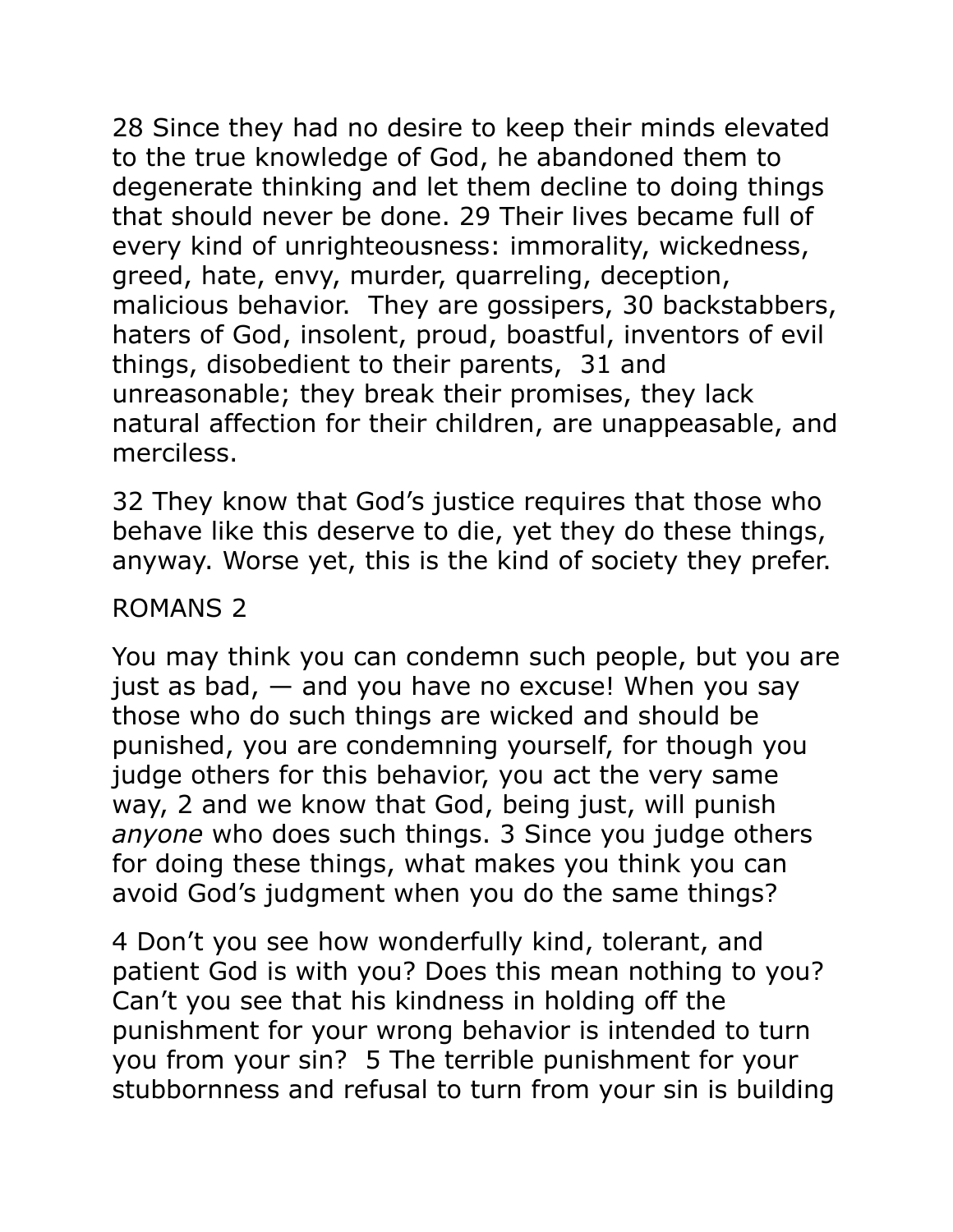28 Since they had no desire to keep their minds elevated to the true knowledge of God, he abandoned them to degenerate thinking and let them decline to doing things that should never be done. 29 Their lives became full of every kind of unrighteousness: immorality, wickedness, greed, hate, envy, murder, quarreling, deception, malicious behavior. They are gossipers, 30 backstabbers, haters of God, insolent, proud, boastful, inventors of evil things, disobedient to their parents, 31 and unreasonable; they break their promises, they lack natural affection for their children, are unappeasable, and merciless.

32 They know that God's justice requires that those who behave like this deserve to die, yet they do these things, anyway. Worse yet, this is the kind of society they prefer.

ROMANS 2

You may think you can condemn such people, but you are just as bad, — and you have no excuse! When you say those who do such things are wicked and should be punished, you are condemning yourself, for though you judge others for this behavior, you act the very same way, 2 and we know that God, being just, will punish *anyone* who does such things. 3 Since you judge others for doing these things, what makes you think you can avoid God's judgment when you do the same things?

4 Don't you see how wonderfully kind, tolerant, and patient God is with you? Does this mean nothing to you? Can't you see that his kindness in holding off the punishment for your wrong behavior is intended to turn you from your sin? 5 The terrible punishment for your stubbornness and refusal to turn from your sin is building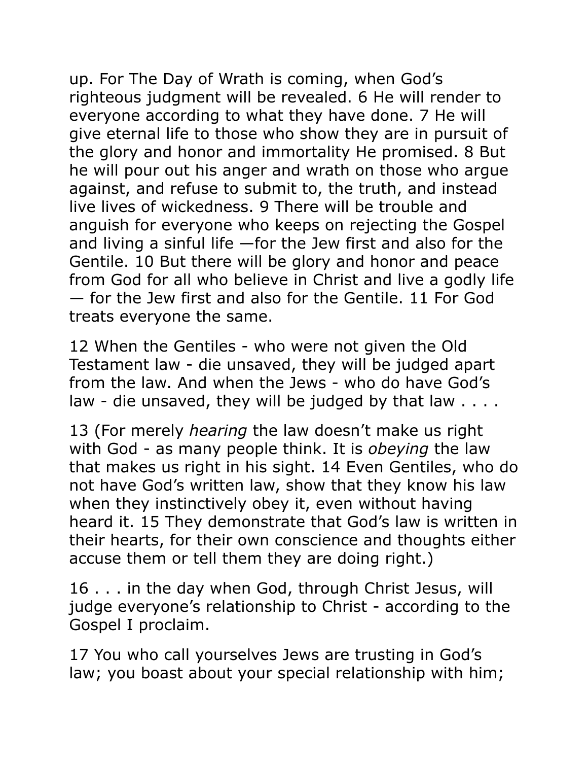up. For The Day of Wrath is coming, when God's righteous judgment will be revealed. 6 He will render to everyone according to what they have done. 7 He will give eternal life to those who show they are in pursuit of the glory and honor and immortality He promised. 8 But he will pour out his anger and wrath on those who argue against, and refuse to submit to, the truth, and instead live lives of wickedness. 9 There will be trouble and anguish for everyone who keeps on rejecting the Gospel and living a sinful life —for the Jew first and also for the Gentile. 10 But there will be glory and honor and peace from God for all who believe in Christ and live a godly life — for the Jew first and also for the Gentile. 11 For God treats everyone the same.

12 When the Gentiles - who were not given the Old Testament law - die unsaved, they will be judged apart from the law. And when the Jews - who do have God's law - die unsaved, they will be judged by that law . . . .

13 (For merely *hearing* the law doesn't make us right with God - as many people think. It is *obeying* the law that makes us right in his sight. 14 Even Gentiles, who do not have God's written law, show that they know his law when they instinctively obey it, even without having heard it. 15 They demonstrate that God's law is written in their hearts, for their own conscience and thoughts either accuse them or tell them they are doing right.)

16 . . . in the day when God, through Christ Jesus, will judge everyone's relationship to Christ - according to the Gospel I proclaim.

17 You who call yourselves Jews are trusting in God's law; you boast about your special relationship with him;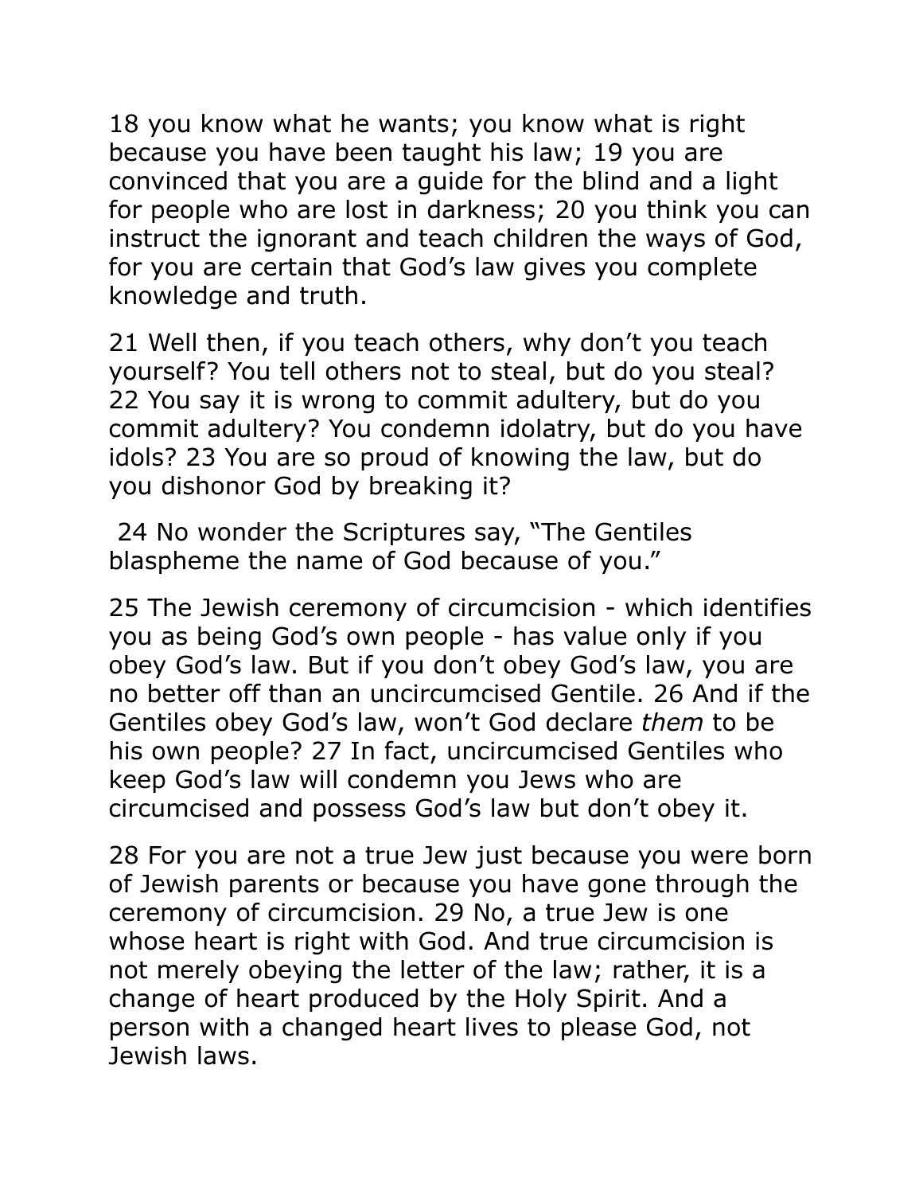18 you know what he wants; you know what is right because you have been taught his law; 19 you are convinced that you are a guide for the blind and a light for people who are lost in darkness; 20 you think you can instruct the ignorant and teach children the ways of God, for you are certain that God's law gives you complete knowledge and truth.

21 Well then, if you teach others, why don't you teach yourself? You tell others not to steal, but do you steal? 22 You say it is wrong to commit adultery, but do you commit adultery? You condemn idolatry, but do you have idols? 23 You are so proud of knowing the law, but do you dishonor God by breaking it?

24 No wonder the Scriptures say, "The Gentiles blaspheme the name of God because of you."

25 The Jewish ceremony of circumcision - which identifies you as being God's own people - has value only if you obey God's law. But if you don't obey God's law, you are no better off than an uncircumcised Gentile. 26 And if the Gentiles obey God's law, won't God declare *them* to be his own people? 27 In fact, uncircumcised Gentiles who keep God's law will condemn you Jews who are circumcised and possess God's law but don't obey it.

28 For you are not a true Jew just because you were born of Jewish parents or because you have gone through the ceremony of circumcision. 29 No, a true Jew is one whose heart is right with God. And true circumcision is not merely obeying the letter of the law; rather, it is a change of heart produced by the Holy Spirit. And a person with a changed heart lives to please God, not Jewish laws.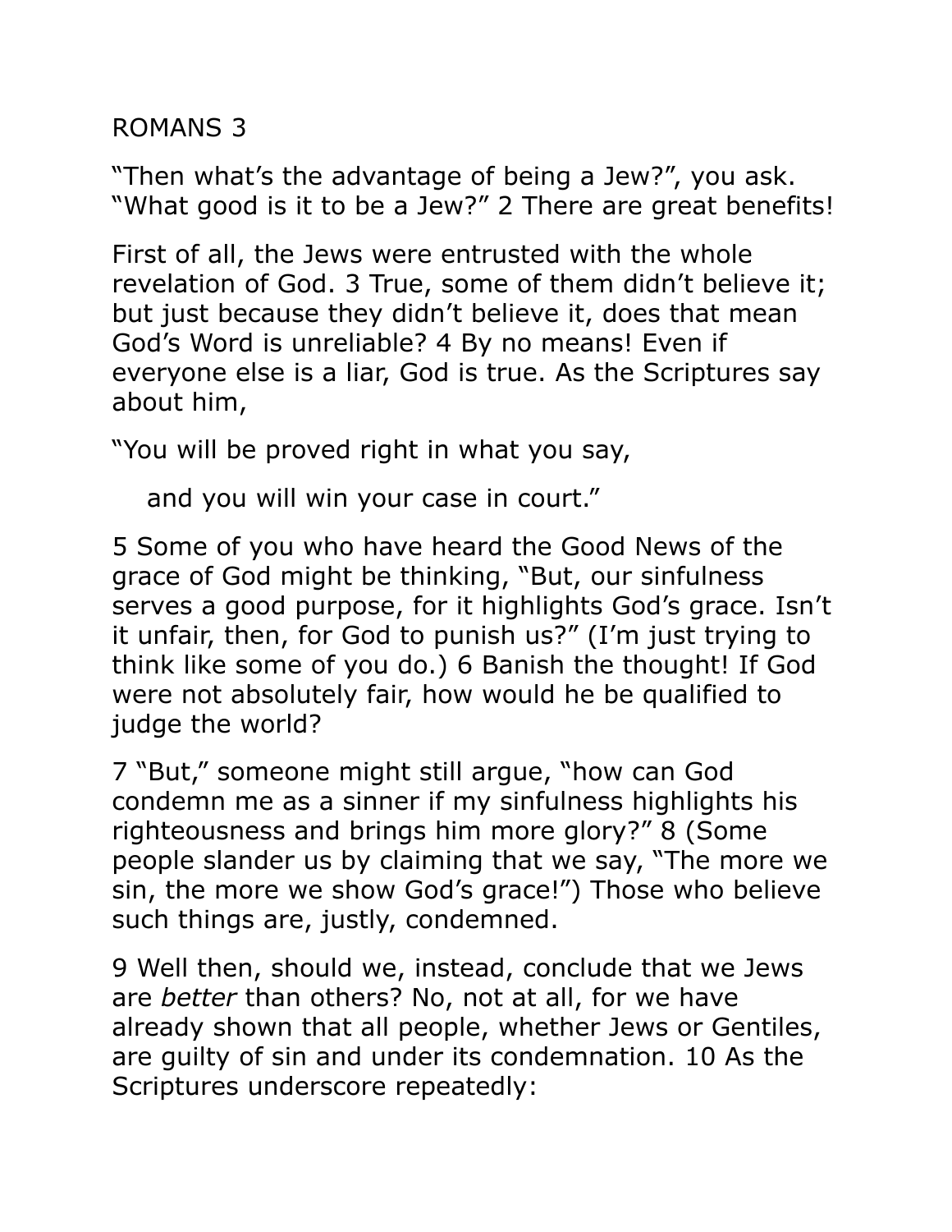# ROMANS 3

"Then what's the advantage of being a Jew?", you ask. "What good is it to be a Jew?" 2 There are great benefits!

First of all, the Jews were entrusted with the whole revelation of God. 3 True, some of them didn't believe it; but just because they didn't believe it, does that mean God's Word is unreliable? 4 By no means! Even if everyone else is a liar, God is true. As the Scriptures say about him,

"You will be proved right in what you say,

and you will win your case in court."

5 Some of you who have heard the Good News of the grace of God might be thinking, "But, our sinfulness serves a good purpose, for it highlights God's grace. Isn't it unfair, then, for God to punish us?" (I'm just trying to think like some of you do.) 6 Banish the thought! If God were not absolutely fair, how would he be qualified to judge the world?

7 "But," someone might still argue, "how can God condemn me as a sinner if my sinfulness highlights his righteousness and brings him more glory?" 8 (Some people slander us by claiming that we say, "The more we sin, the more we show God's grace!") Those who believe such things are, justly, condemned.

9 Well then, should we, instead, conclude that we Jews are *better* than others? No, not at all, for we have already shown that all people, whether Jews or Gentiles, are guilty of sin and under its condemnation. 10 As the Scriptures underscore repeatedly: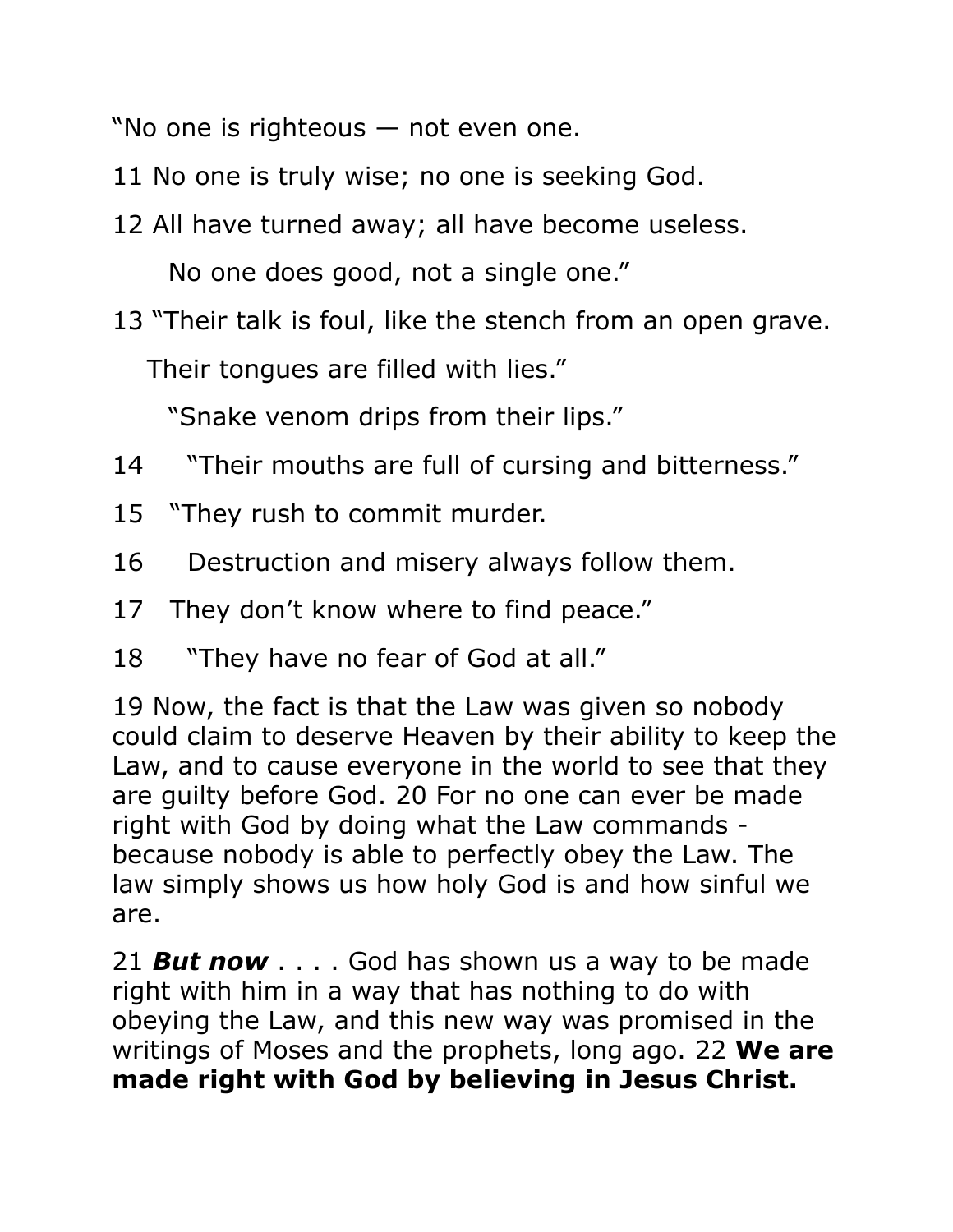"No one is righteous — not even one.

11 No one is truly wise; no one is seeking God.

12 All have turned away; all have become useless.

No one does good, not a single one."

13 "Their talk is foul, like the stench from an open grave.

Their tongues are filled with lies."

"Snake venom drips from their lips."

14 "Their mouths are full of cursing and bitterness."

15 "They rush to commit murder.

16 Destruction and misery always follow them.

17 They don't know where to find peace."

18 "They have no fear of God at all."

19 Now, the fact is that the Law was given so nobody could claim to deserve Heaven by their ability to keep the Law, and to cause everyone in the world to see that they are guilty before God. 20 For no one can ever be made right with God by doing what the Law commands - because nobody is able to perfectly obey the Law. The law simply shows us how holy God is and how sinful we are.

21 ***But now*** . . . . God has shown us a way to be made right with him in a way that has nothing to do with obeying the Law, and this new way was promised in the writings of Moses and the prophets, long ago. 22 **We are made right with God by believing in Jesus Christ.**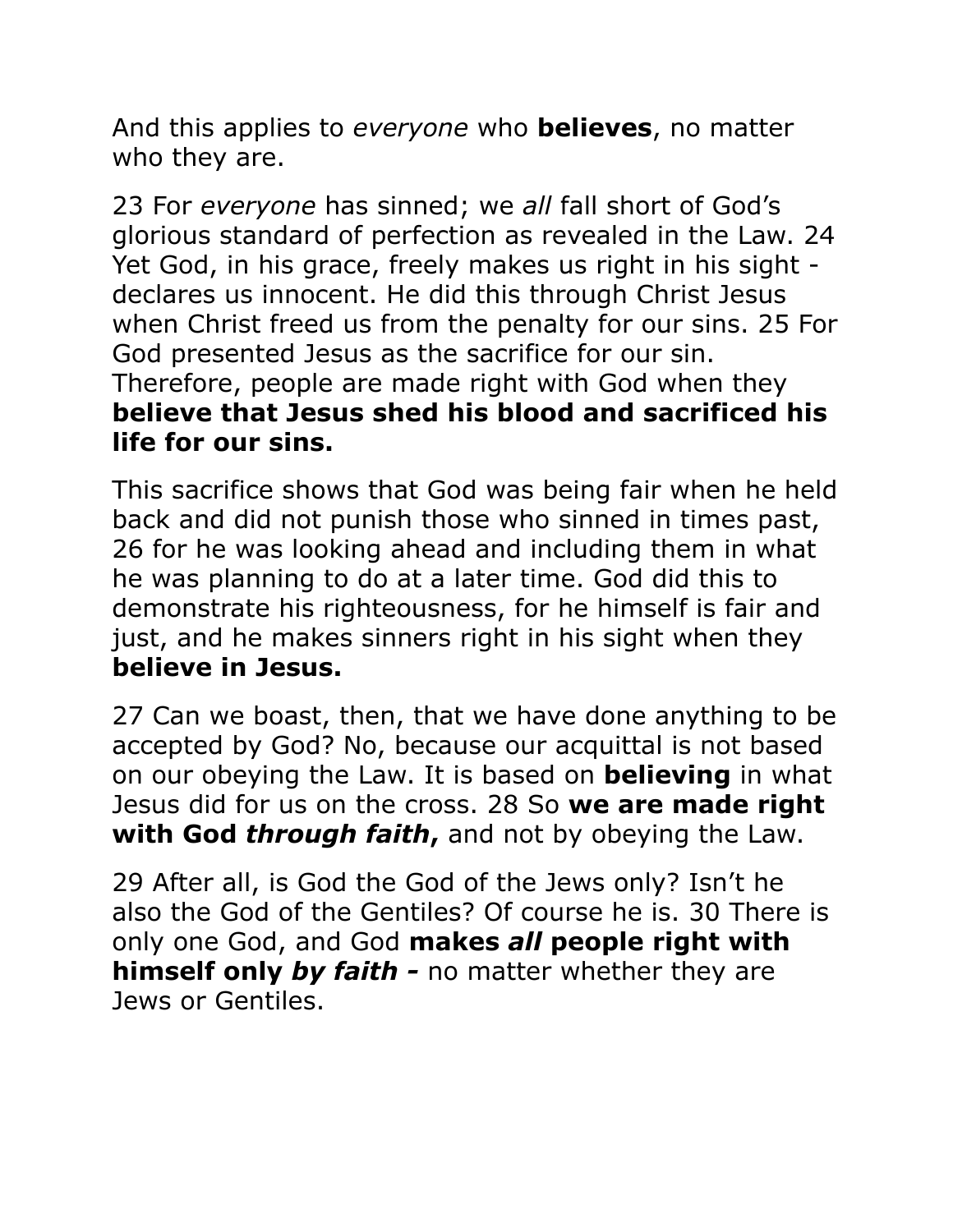And this applies to *everyone* who **believes**, no matter who they are.

23 For *everyone* has sinned; we *all* fall short of God's glorious standard of perfection as revealed in the Law. 24 Yet God, in his grace, freely makes us right in his sight - declares us innocent. He did this through Christ Jesus when Christ freed us from the penalty for our sins. 25 For God presented Jesus as the sacrifice for our sin. Therefore, people are made right with God when they **believe that Jesus shed his blood and sacrificed his life for our sins.**

This sacrifice shows that God was being fair when he held back and did not punish those who sinned in times past, 26 for he was looking ahead and including them in what he was planning to do at a later time. God did this to demonstrate his righteousness, for he himself is fair and just, and he makes sinners right in his sight when they **believe in Jesus.**

27 Can we boast, then, that we have done anything to be accepted by God? No, because our acquittal is not based on our obeying the Law. It is based on **believing** in what Jesus did for us on the cross. 28 So **we are made right with God *through faith*,** and not by obeying the Law.

29 After all, is God the God of the Jews only? Isn't he also the God of the Gentiles? Of course he is. 30 There is only one God, and God **makes *all* people right with himself only *by faith* -** no matter whether they are Jews or Gentiles.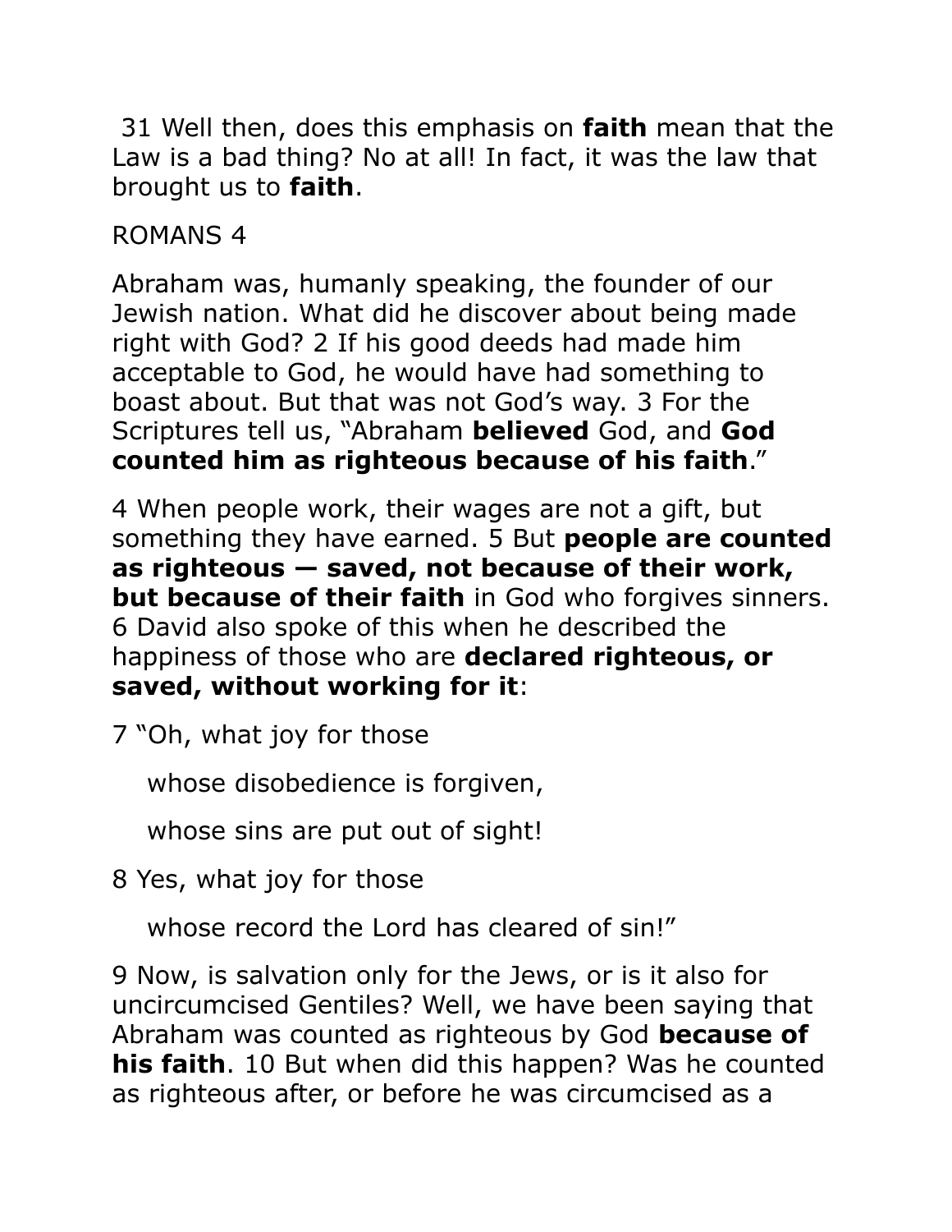31 Well then, does this emphasis on **faith** mean that the Law is a bad thing? No at all! In fact, it was the law that brought us to **faith**.

ROMANS 4

Abraham was, humanly speaking, the founder of our Jewish nation. What did he discover about being made right with God? 2 If his good deeds had made him acceptable to God, he would have had something to boast about. But that was not God's way. 3 For the Scriptures tell us, "Abraham **believed** God, and **God counted him as righteous because of his faith**."

4 When people work, their wages are not a gift, but something they have earned. 5 But **people are counted as righteous — saved, not because of their work, but because of their faith** in God who forgives sinners. 6 David also spoke of this when he described the happiness of those who are **declared righteous, or saved, without working for it**:

7 "Oh, what joy for those

whose disobedience is forgiven,

whose sins are put out of sight!

8 Yes, what joy for those

whose record the Lord has cleared of sin!"

9 Now, is salvation only for the Jews, or is it also for uncircumcised Gentiles? Well, we have been saying that Abraham was counted as righteous by God **because of his faith**. 10 But when did this happen? Was he counted as righteous after, or before he was circumcised as a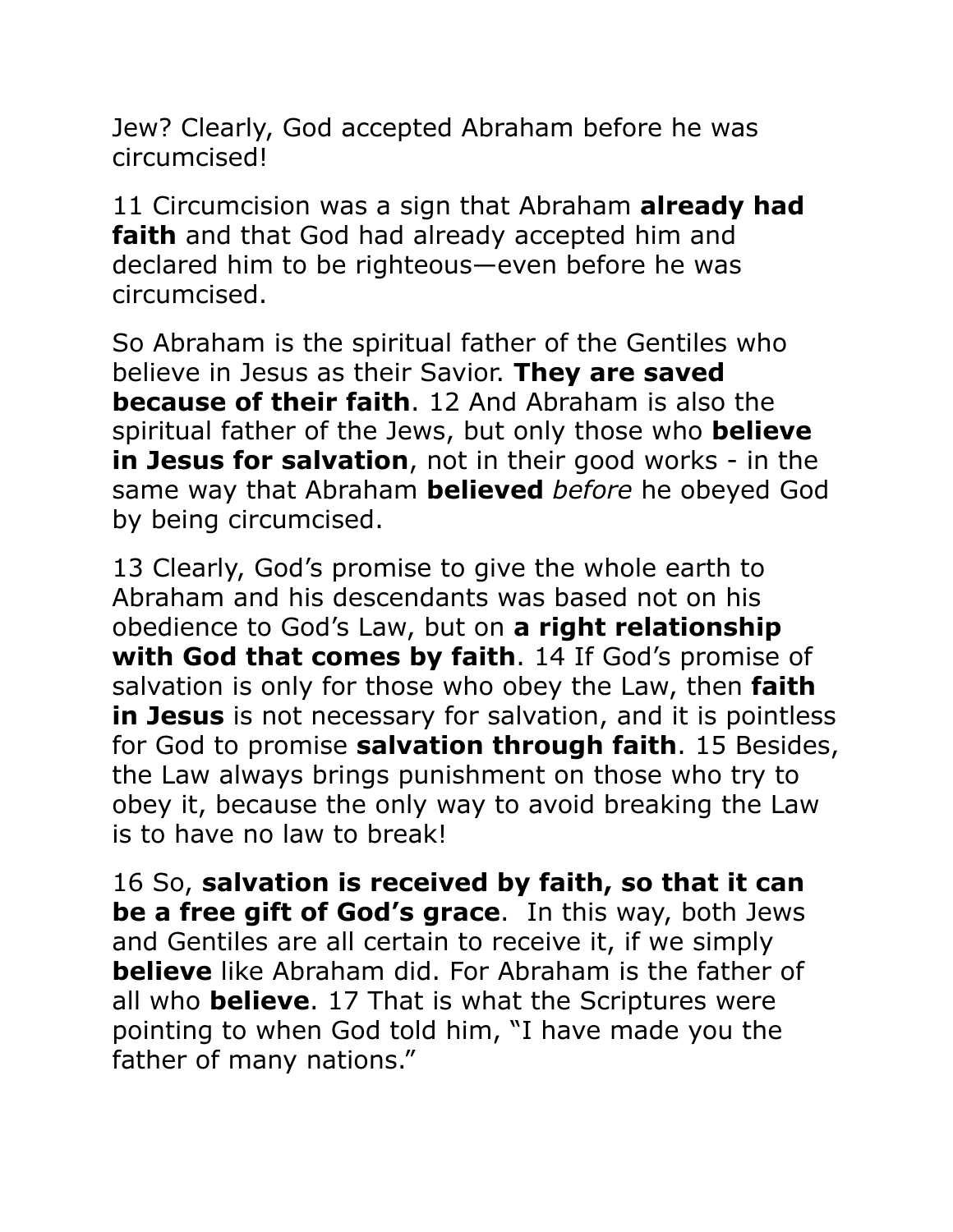Jew? Clearly, God accepted Abraham before he was circumcised!

11 Circumcision was a sign that Abraham **already had faith** and that God had already accepted him and declared him to be righteous—even before he was circumcised.

So Abraham is the spiritual father of the Gentiles who believe in Jesus as their Savior. **They are saved because of their faith**. 12 And Abraham is also the spiritual father of the Jews, but only those who **believe in Jesus for salvation**, not in their good works - in the same way that Abraham **believed** *before* he obeyed God by being circumcised.

13 Clearly, God's promise to give the whole earth to Abraham and his descendants was based not on his obedience to God's Law, but on **a right relationship with God that comes by faith**. 14 If God's promise of salvation is only for those who obey the Law, then **faith in Jesus** is not necessary for salvation, and it is pointless for God to promise **salvation through faith**. 15 Besides, the Law always brings punishment on those who try to obey it, because the only way to avoid breaking the Law is to have no law to break!

16 So, **salvation is received by faith, so that it can be a free gift of God's grace**. In this way, both Jews and Gentiles are all certain to receive it, if we simply **believe** like Abraham did. For Abraham is the father of all who **believe**. 17 That is what the Scriptures were pointing to when God told him, "I have made you the father of many nations."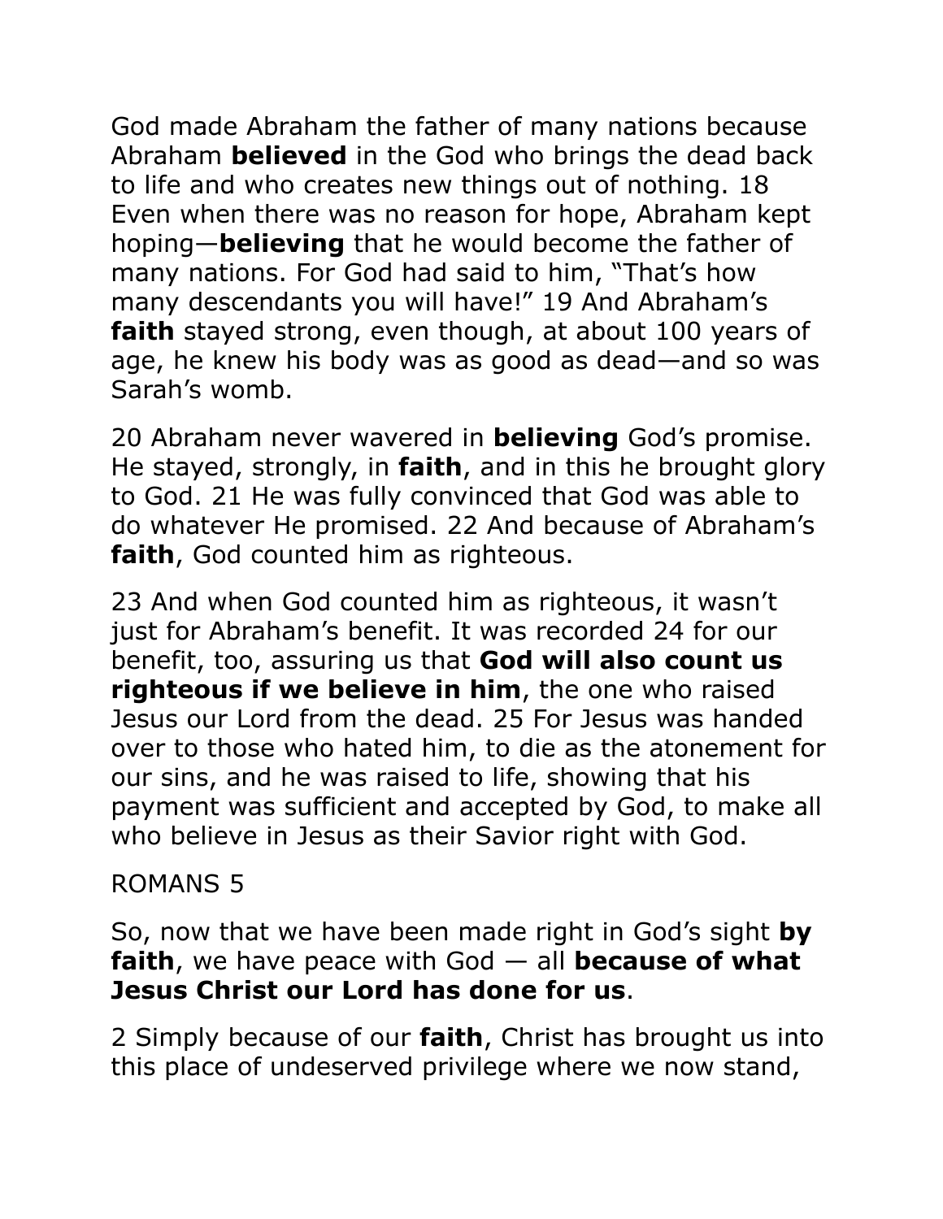God made Abraham the father of many nations because Abraham **believed** in the God who brings the dead back to life and who creates new things out of nothing. 18 Even when there was no reason for hope, Abraham kept hoping—**believing** that he would become the father of many nations. For God had said to him, "That's how many descendants you will have!" 19 And Abraham's **faith** stayed strong, even though, at about 100 years of age, he knew his body was as good as dead—and so was Sarah's womb.

20 Abraham never wavered in **believing** God's promise. He stayed, strongly, in **faith**, and in this he brought glory to God. 21 He was fully convinced that God was able to do whatever He promised. 22 And because of Abraham's **faith**, God counted him as righteous.

23 And when God counted him as righteous, it wasn't just for Abraham's benefit. It was recorded 24 for our benefit, too, assuring us that **God will also count us righteous if we believe in him**, the one who raised Jesus our Lord from the dead. 25 For Jesus was handed over to those who hated him, to die as the atonement for our sins, and he was raised to life, showing that his payment was sufficient and accepted by God, to make all who believe in Jesus as their Savior right with God.

ROMANS 5

So, now that we have been made right in God's sight **by faith**, we have peace with God — all **because of what Jesus Christ our Lord has done for us**.

2 Simply because of our **faith**, Christ has brought us into this place of undeserved privilege where we now stand,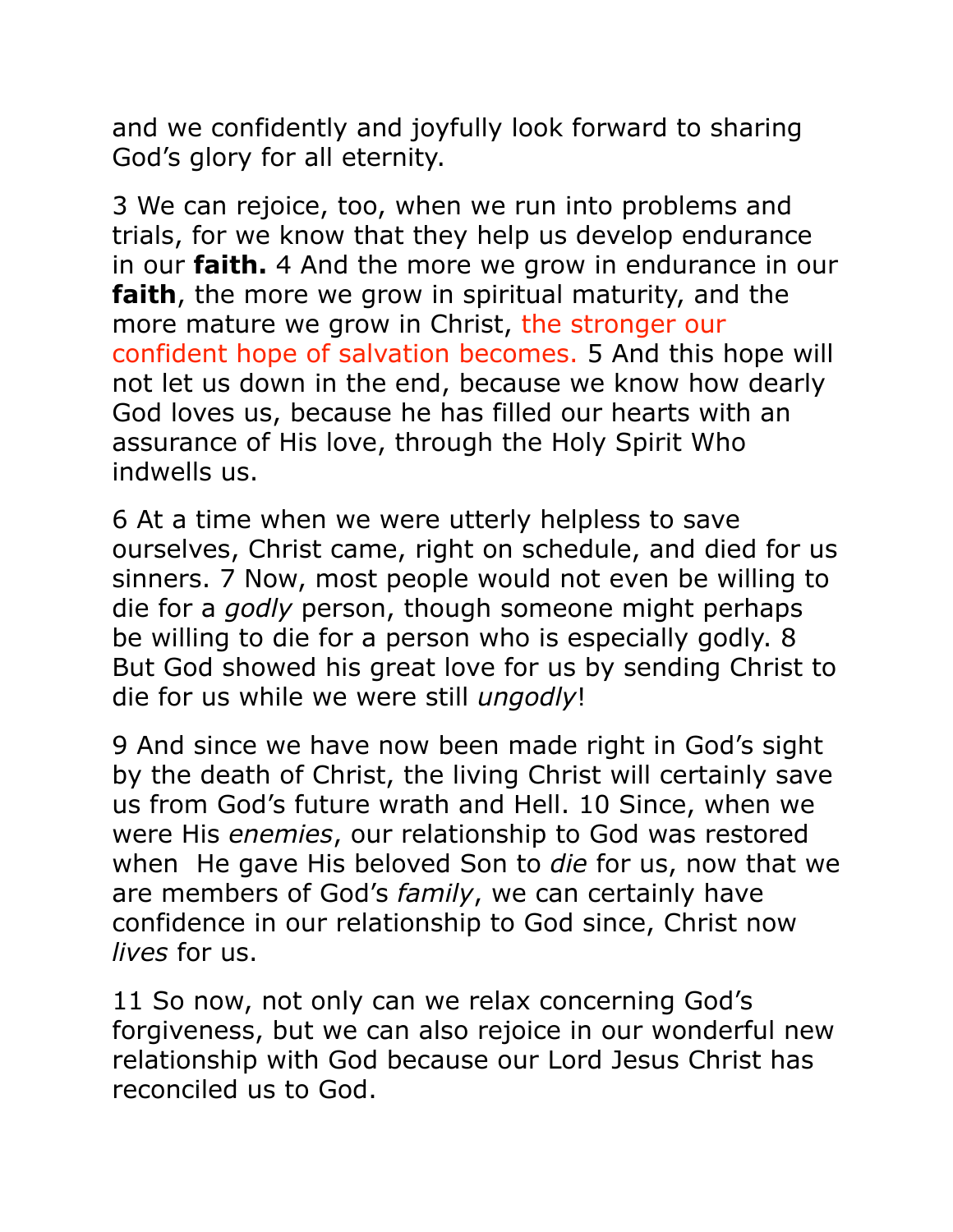and we confidently and joyfully look forward to sharing God's glory for all eternity.

3 We can rejoice, too, when we run into problems and trials, for we know that they help us develop endurance in our **faith.** 4 And the more we grow in endurance in our **faith**, the more we grow in spiritual maturity, and the more mature we grow in Christ, the stronger our confident hope of salvation becomes. 5 And this hope will not let us down in the end, because we know how dearly God loves us, because he has filled our hearts with an assurance of His love, through the Holy Spirit Who indwells us.

6 At a time when we were utterly helpless to save ourselves, Christ came, right on schedule, and died for us sinners. 7 Now, most people would not even be willing to die for a *godly* person, though someone might perhaps be willing to die for a person who is especially godly. 8 But God showed his great love for us by sending Christ to die for us while we were still *ungodly*!

9 And since we have now been made right in God's sight by the death of Christ, the living Christ will certainly save us from God's future wrath and Hell. 10 Since, when we were His *enemies*, our relationship to God was restored when He gave His beloved Son to *die* for us, now that we are members of God's *family*, we can certainly have confidence in our relationship to God since, Christ now *lives* for us.

11 So now, not only can we relax concerning God's forgiveness, but we can also rejoice in our wonderful new relationship with God because our Lord Jesus Christ has reconciled us to God.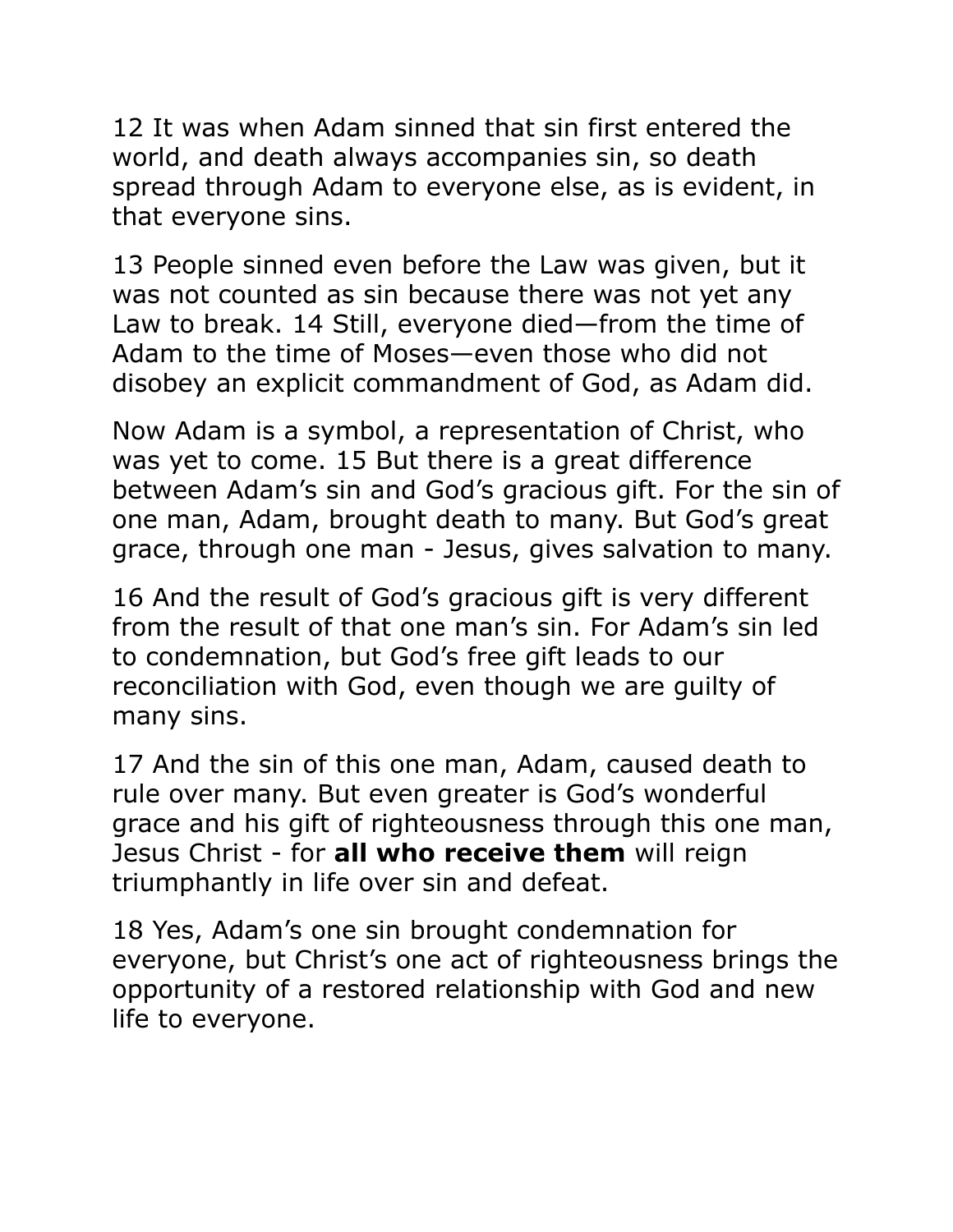12 It was when Adam sinned that sin first entered the world, and death always accompanies sin, so death spread through Adam to everyone else, as is evident, in that everyone sins.

13 People sinned even before the Law was given, but it was not counted as sin because there was not yet any Law to break. 14 Still, everyone died—from the time of Adam to the time of Moses—even those who did not disobey an explicit commandment of God, as Adam did.

Now Adam is a symbol, a representation of Christ, who was yet to come. 15 But there is a great difference between Adam's sin and God's gracious gift. For the sin of one man, Adam, brought death to many. But God's great grace, through one man - Jesus, gives salvation to many.

16 And the result of God's gracious gift is very different from the result of that one man's sin. For Adam's sin led to condemnation, but God's free gift leads to our reconciliation with God, even though we are guilty of many sins.

17 And the sin of this one man, Adam, caused death to rule over many. But even greater is God's wonderful grace and his gift of righteousness through this one man, Jesus Christ - for **all who receive them** will reign triumphantly in life over sin and defeat.

18 Yes, Adam's one sin brought condemnation for everyone, but Christ's one act of righteousness brings the opportunity of a restored relationship with God and new life to everyone.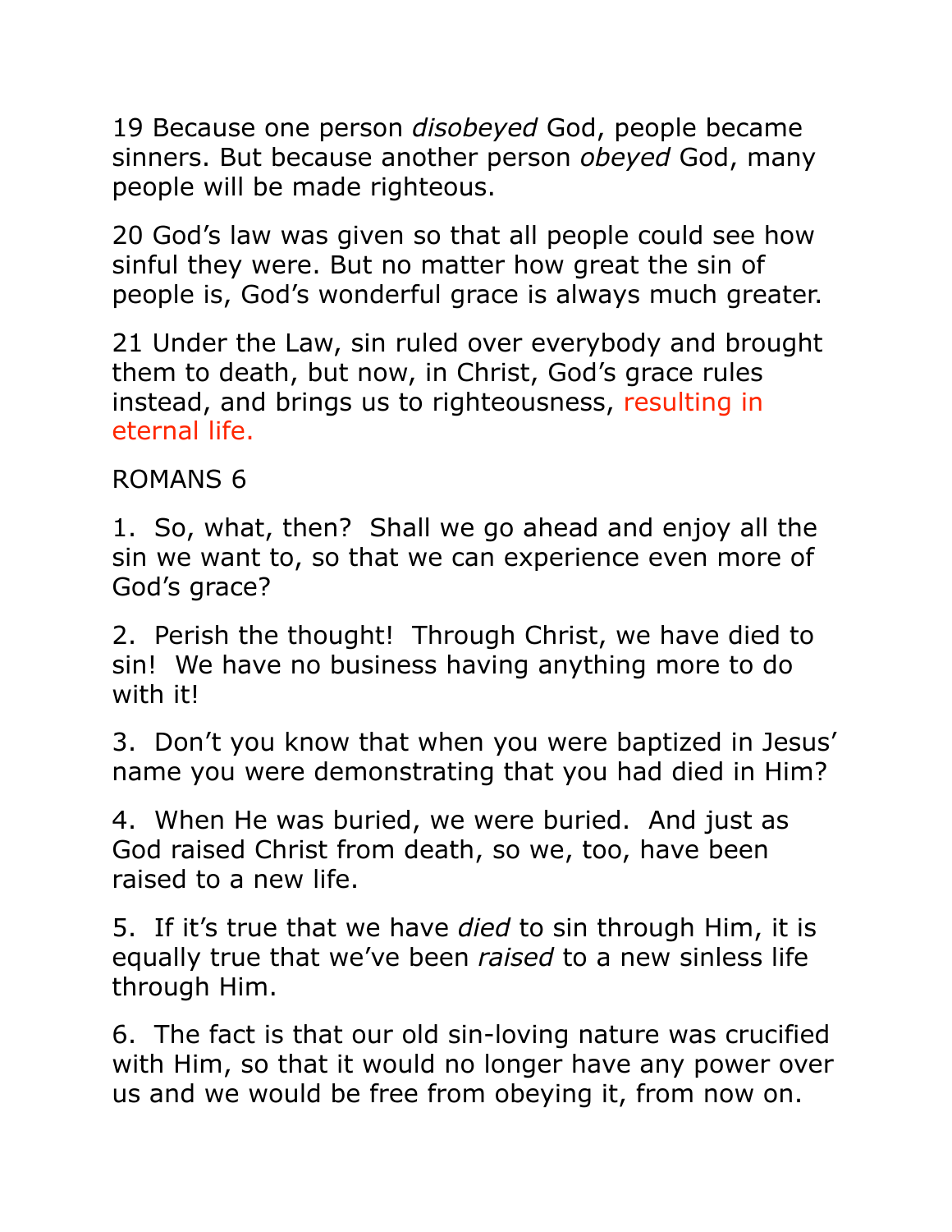19 Because one person *disobeyed* God, people became sinners. But because another person *obeyed* God, many people will be made righteous.

20 God's law was given so that all people could see how sinful they were. But no matter how great the sin of people is, God's wonderful grace is always much greater.

21 Under the Law, sin ruled over everybody and brought them to death, but now, in Christ, God's grace rules instead, and brings us to righteousness, resulting in eternal life.

ROMANS 6

1. So, what, then? Shall we go ahead and enjoy all the sin we want to, so that we can experience even more of God's grace?

2. Perish the thought! Through Christ, we have died to sin! We have no business having anything more to do with it!

3. Don't you know that when you were baptized in Jesus' name you were demonstrating that you had died in Him?

4. When He was buried, we were buried. And just as God raised Christ from death, so we, too, have been raised to a new life.

5. If it's true that we have *died* to sin through Him, it is equally true that we've been *raised* to a new sinless life through Him.

6. The fact is that our old sin-loving nature was crucified with Him, so that it would no longer have any power over us and we would be free from obeying it, from now on.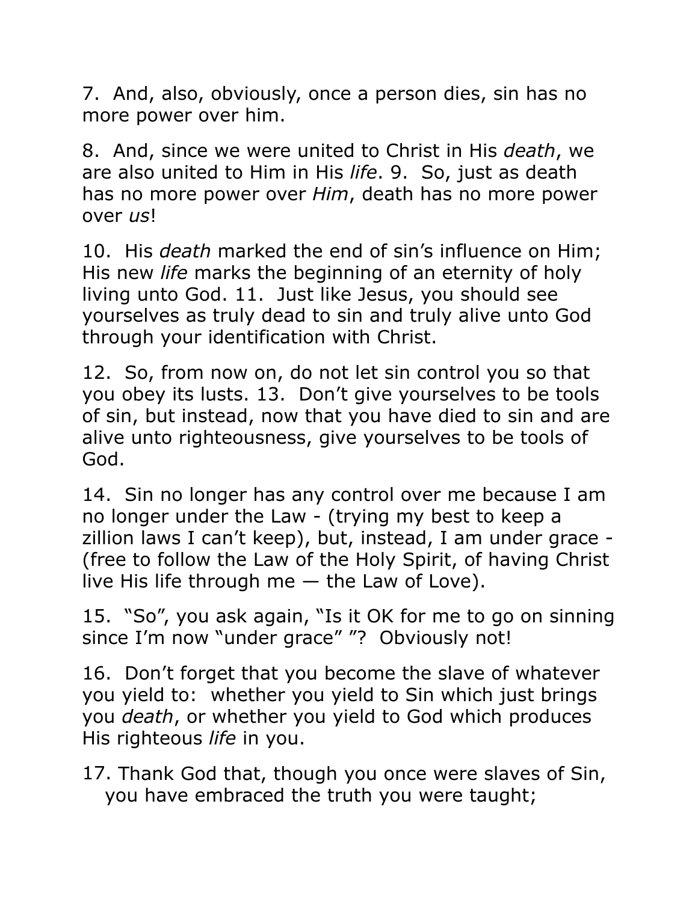7.  And, also, obviously, once a person dies, sin has no more power over him.

8.  And, since we were united to Christ in His *death*, we are also united to Him in His *life*. 9.  So, just as death has no more power over *Him*, death has no more power over *us*!

10.  His *death* marked the end of sin's influence on Him; His new *life* marks the beginning of an eternity of holy living unto God. 11.  Just like Jesus, you should see yourselves as truly dead to sin and truly alive unto God through your identification with Christ.

12.  So, from now on, do not let sin control you so that you obey its lusts. 13.  Don't give yourselves to be tools of sin, but instead, now that you have died to sin and are alive unto righteousness, give yourselves to be tools of God.

14.  Sin no longer has any control over me because I am no longer under the Law - (trying my best to keep a zillion laws I can't keep), but, instead, I am under grace - (free to follow the Law of the Holy Spirit, of having Christ live His life through me — the Law of Love).

15.  "So", you ask again, "Is it OK for me to go on sinning since I'm now "under grace" "?  Obviously not!

16.  Don't forget that you become the slave of whatever you yield to:  whether you yield to Sin which just brings you *death*, or whether you yield to God which produces His righteous *life* in you.

17. Thank God that, though you once were slaves of Sin, you have embraced the truth you were taught;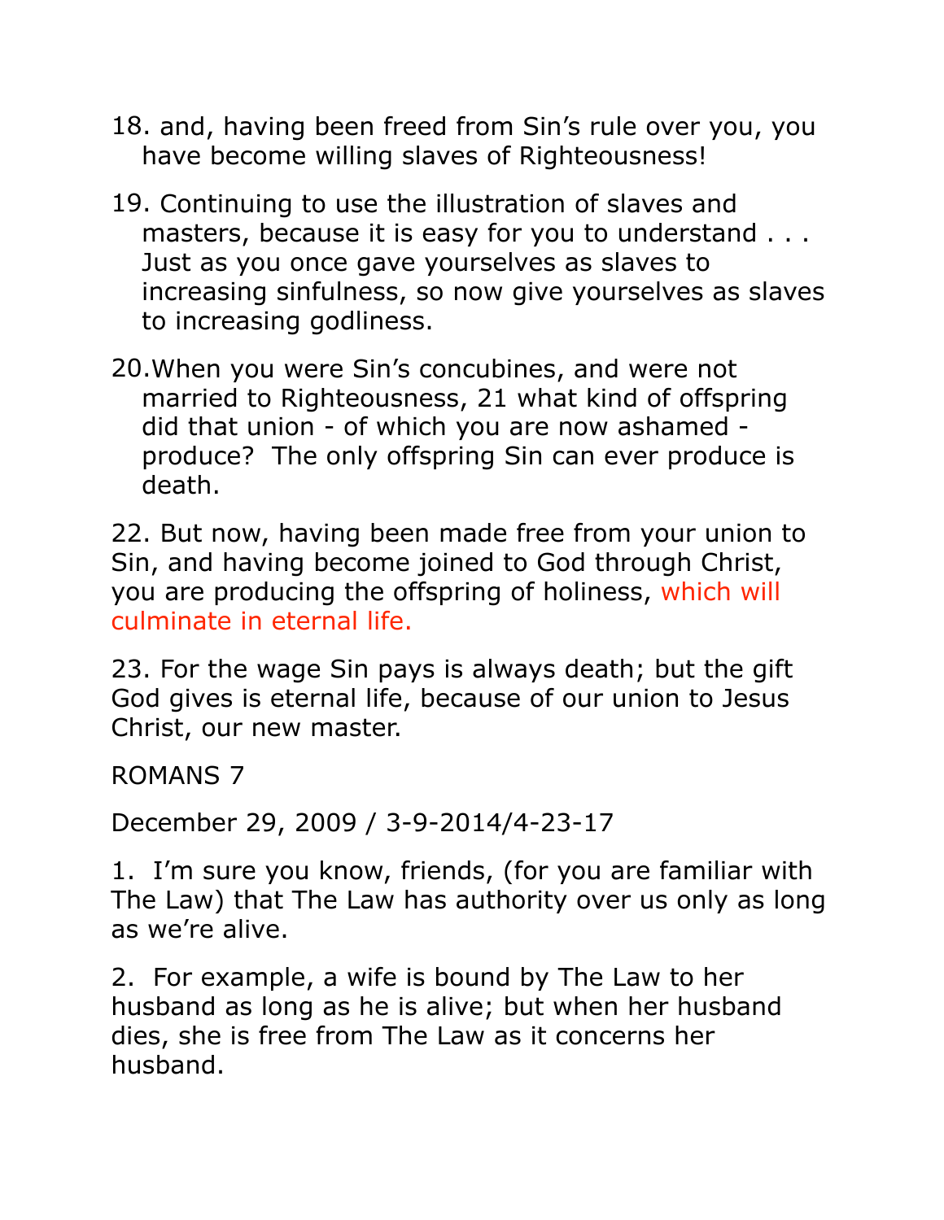18. and, having been freed from Sin's rule over you, you have become willing slaves of Righteousness!

19. Continuing to use the illustration of slaves and masters, because it is easy for you to understand . . . Just as you once gave yourselves as slaves to increasing sinfulness, so now give yourselves as slaves to increasing godliness.

20.When you were Sin's concubines, and were not married to Righteousness, 21 what kind of offspring did that union - of which you are now ashamed - produce? The only offspring Sin can ever produce is death.

22. But now, having been made free from your union to Sin, and having become joined to God through Christ, you are producing the offspring of holiness, which will culminate in eternal life.

23. For the wage Sin pays is always death; but the gift God gives is eternal life, because of our union to Jesus Christ, our new master.

ROMANS 7

December 29, 2009 / 3-9-2014/4-23-17

1. I'm sure you know, friends, (for you are familiar with The Law) that The Law has authority over us only as long as we're alive.

2. For example, a wife is bound by The Law to her husband as long as he is alive; but when her husband dies, she is free from The Law as it concerns her husband.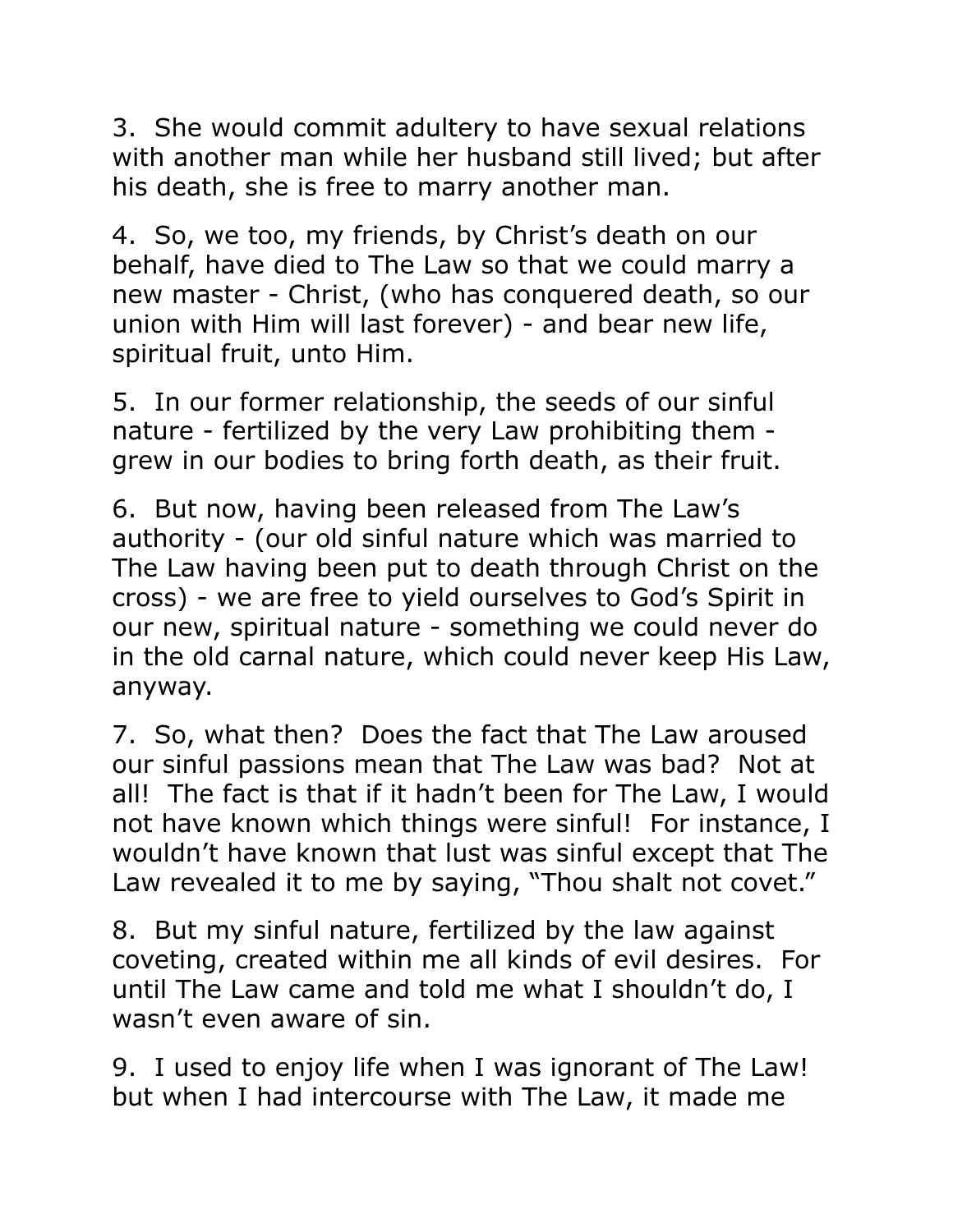3. She would commit adultery to have sexual relations with another man while her husband still lived; but after his death, she is free to marry another man.

4. So, we too, my friends, by Christ's death on our behalf, have died to The Law so that we could marry a new master - Christ, (who has conquered death, so our union with Him will last forever) - and bear new life, spiritual fruit, unto Him.

5. In our former relationship, the seeds of our sinful nature - fertilized by the very Law prohibiting them - grew in our bodies to bring forth death, as their fruit.

6. But now, having been released from The Law's authority - (our old sinful nature which was married to The Law having been put to death through Christ on the cross) - we are free to yield ourselves to God's Spirit in our new, spiritual nature - something we could never do in the old carnal nature, which could never keep His Law, anyway.

7. So, what then? Does the fact that The Law aroused our sinful passions mean that The Law was bad? Not at all! The fact is that if it hadn't been for The Law, I would not have known which things were sinful! For instance, I wouldn't have known that lust was sinful except that The Law revealed it to me by saying, "Thou shalt not covet."

8. But my sinful nature, fertilized by the law against coveting, created within me all kinds of evil desires. For until The Law came and told me what I shouldn't do, I wasn't even aware of sin.

9. I used to enjoy life when I was ignorant of The Law! but when I had intercourse with The Law, it made me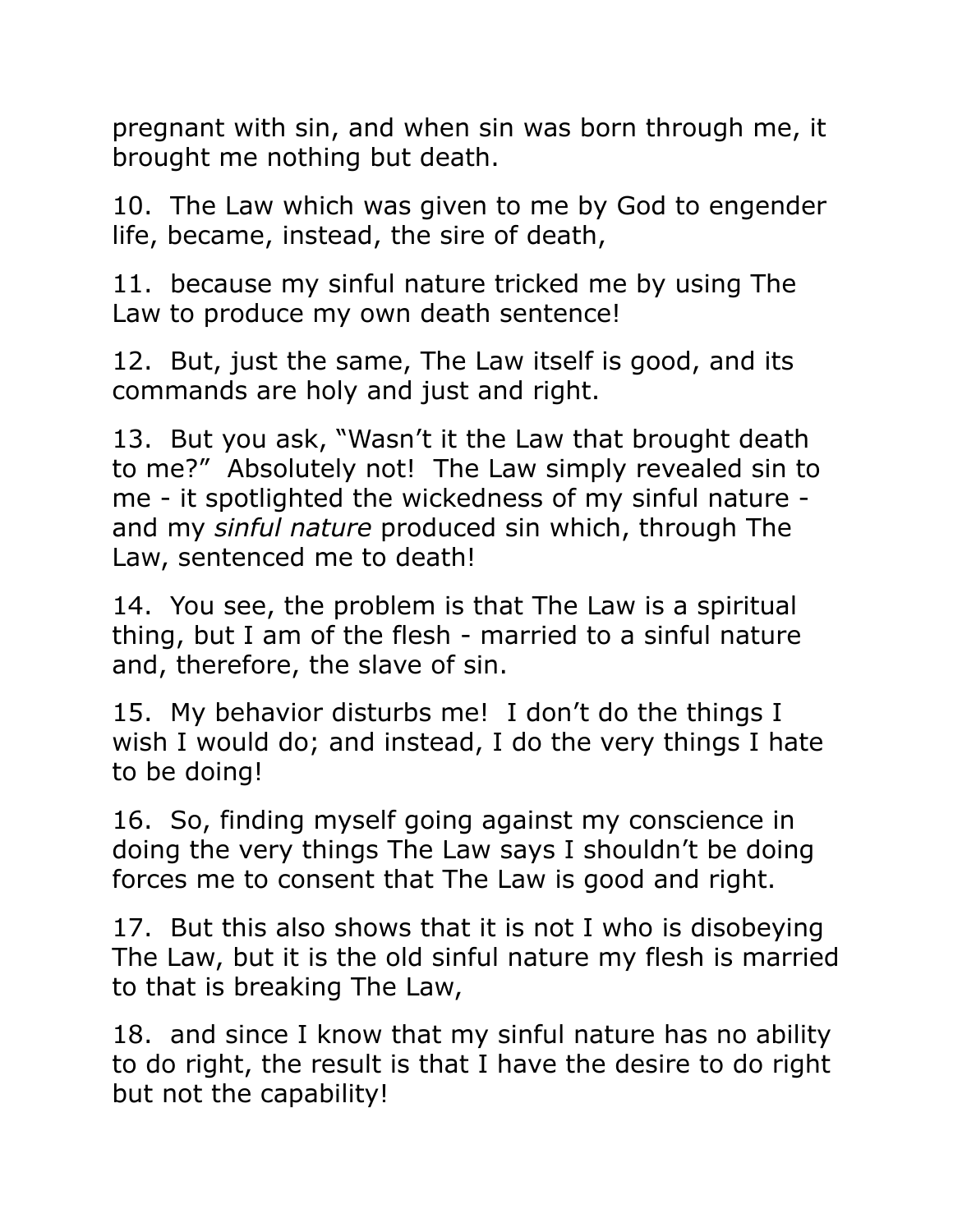pregnant with sin, and when sin was born through me, it brought me nothing but death.

10. The Law which was given to me by God to engender life, became, instead, the sire of death,

11. because my sinful nature tricked me by using The Law to produce my own death sentence!

12. But, just the same, The Law itself is good, and its commands are holy and just and right.

13. But you ask, "Wasn't it the Law that brought death to me?" Absolutely not! The Law simply revealed sin to me - it spotlighted the wickedness of my sinful nature - and my *sinful nature* produced sin which, through The Law, sentenced me to death!

14. You see, the problem is that The Law is a spiritual thing, but I am of the flesh - married to a sinful nature and, therefore, the slave of sin.

15. My behavior disturbs me! I don't do the things I wish I would do; and instead, I do the very things I hate to be doing!

16. So, finding myself going against my conscience in doing the very things The Law says I shouldn't be doing forces me to consent that The Law is good and right.

17. But this also shows that it is not I who is disobeying The Law, but it is the old sinful nature my flesh is married to that is breaking The Law,

18. and since I know that my sinful nature has no ability to do right, the result is that I have the desire to do right but not the capability!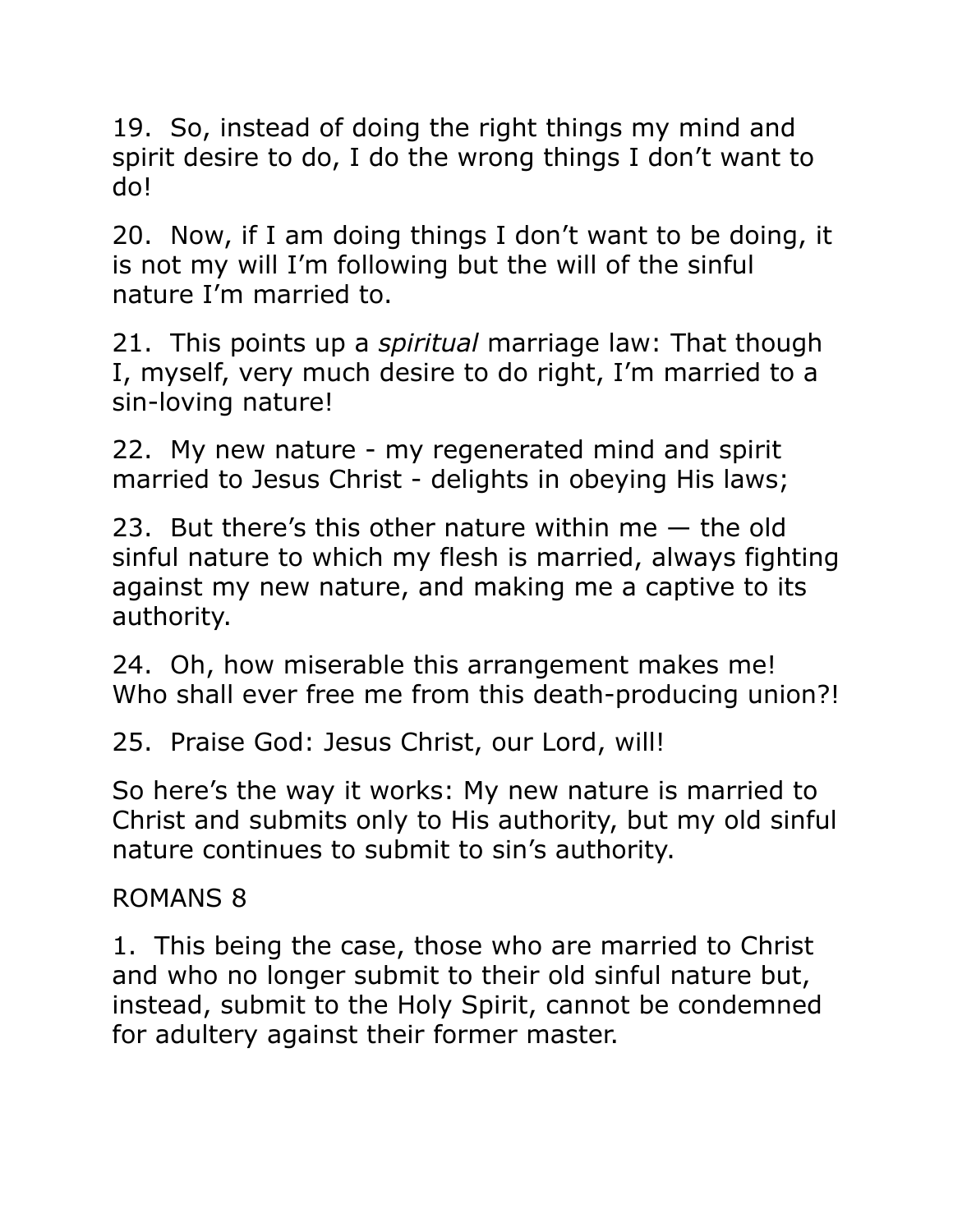19.  So, instead of doing the right things my mind and spirit desire to do, I do the wrong things I don't want to do!

20.  Now, if I am doing things I don't want to be doing, it is not my will I'm following but the will of the sinful nature I'm married to.

21.  This points up a *spiritual* marriage law: That though I, myself, very much desire to do right, I'm married to a sin-loving nature!

22.  My new nature - my regenerated mind and spirit married to Jesus Christ - delights in obeying His laws;

23.  But there's this other nature within me — the old sinful nature to which my flesh is married, always fighting against my new nature, and making me a captive to its authority.

24.  Oh, how miserable this arrangement makes me! Who shall ever free me from this death-producing union?!

25.  Praise God: Jesus Christ, our Lord, will!

So here's the way it works: My new nature is married to Christ and submits only to His authority, but my old sinful nature continues to submit to sin's authority.

ROMANS 8

1.  This being the case, those who are married to Christ and who no longer submit to their old sinful nature but, instead, submit to the Holy Spirit, cannot be condemned for adultery against their former master.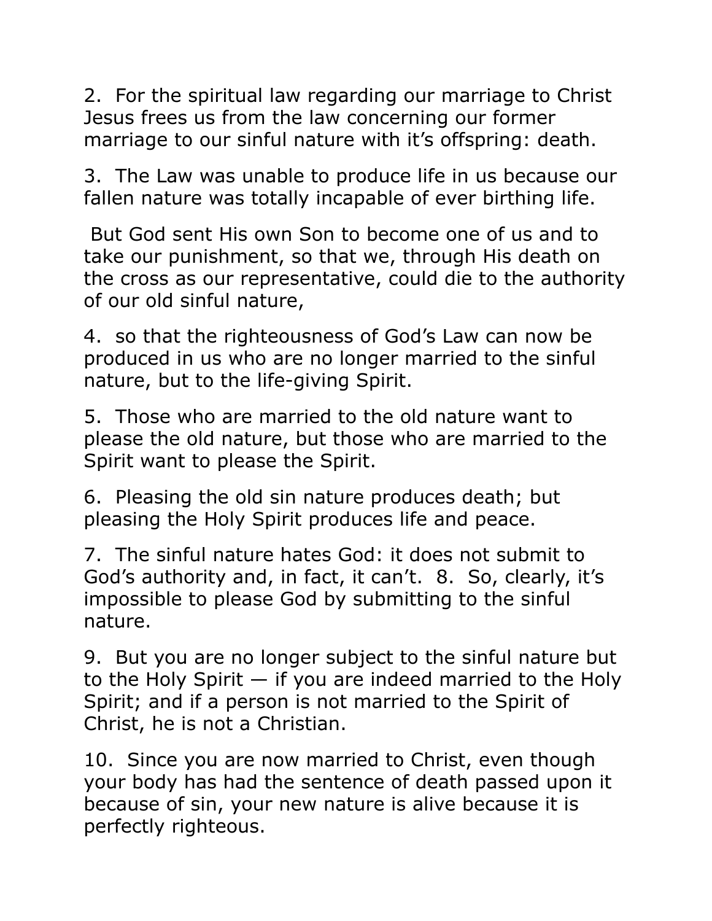2. For the spiritual law regarding our marriage to Christ Jesus frees us from the law concerning our former marriage to our sinful nature with it's offspring: death.

3. The Law was unable to produce life in us because our fallen nature was totally incapable of ever birthing life.

But God sent His own Son to become one of us and to take our punishment, so that we, through His death on the cross as our representative, could die to the authority of our old sinful nature,

4. so that the righteousness of God's Law can now be produced in us who are no longer married to the sinful nature, but to the life-giving Spirit.

5. Those who are married to the old nature want to please the old nature, but those who are married to the Spirit want to please the Spirit.

6. Pleasing the old sin nature produces death; but pleasing the Holy Spirit produces life and peace.

7. The sinful nature hates God: it does not submit to God's authority and, in fact, it can't. 8. So, clearly, it's impossible to please God by submitting to the sinful nature.

9. But you are no longer subject to the sinful nature but to the Holy Spirit — if you are indeed married to the Holy Spirit; and if a person is not married to the Spirit of Christ, he is not a Christian.

10. Since you are now married to Christ, even though your body has had the sentence of death passed upon it because of sin, your new nature is alive because it is perfectly righteous.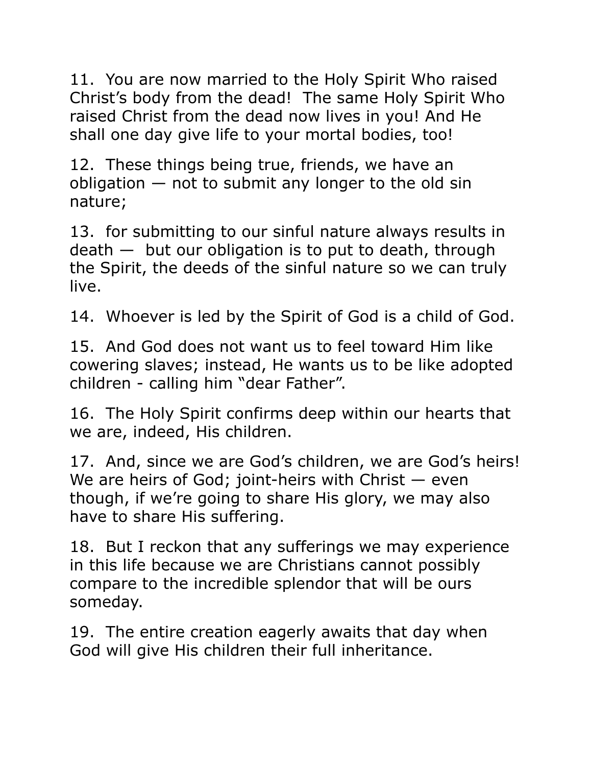11.  You are now married to the Holy Spirit Who raised Christ's body from the dead!  The same Holy Spirit Who raised Christ from the dead now lives in you! And He shall one day give life to your mortal bodies, too!

12.  These things being true, friends, we have an obligation — not to submit any longer to the old sin nature;

13.  for submitting to our sinful nature always results in death —  but our obligation is to put to death, through the Spirit, the deeds of the sinful nature so we can truly live.

14.  Whoever is led by the Spirit of God is a child of God.

15.  And God does not want us to feel toward Him like cowering slaves; instead, He wants us to be like adopted children - calling him "dear Father".

16.  The Holy Spirit confirms deep within our hearts that we are, indeed, His children.

17.  And, since we are God's children, we are God's heirs! We are heirs of God; joint-heirs with Christ — even though, if we're going to share His glory, we may also have to share His suffering.

18.  But I reckon that any sufferings we may experience in this life because we are Christians cannot possibly compare to the incredible splendor that will be ours someday.

19.  The entire creation eagerly awaits that day when God will give His children their full inheritance.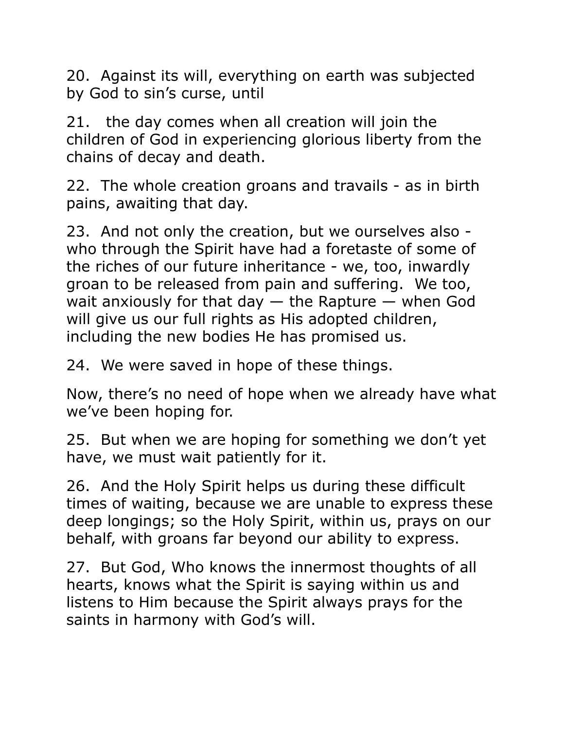20.  Against its will, everything on earth was subjected by God to sin's curse, until

21.  the day comes when all creation will join the children of God in experiencing glorious liberty from the chains of decay and death.

22.  The whole creation groans and travails - as in birth pains, awaiting that day.

23.  And not only the creation, but we ourselves also - who through the Spirit have had a foretaste of some of the riches of our future inheritance - we, too, inwardly groan to be released from pain and suffering.  We too, wait anxiously for that day — the Rapture — when God will give us our full rights as His adopted children, including the new bodies He has promised us.

24.  We were saved in hope of these things.

Now, there's no need of hope when we already have what we've been hoping for.

25.  But when we are hoping for something we don't yet have, we must wait patiently for it.

26.  And the Holy Spirit helps us during these difficult times of waiting, because we are unable to express these deep longings; so the Holy Spirit, within us, prays on our behalf, with groans far beyond our ability to express.

27.  But God, Who knows the innermost thoughts of all hearts, knows what the Spirit is saying within us and listens to Him because the Spirit always prays for the saints in harmony with God's will.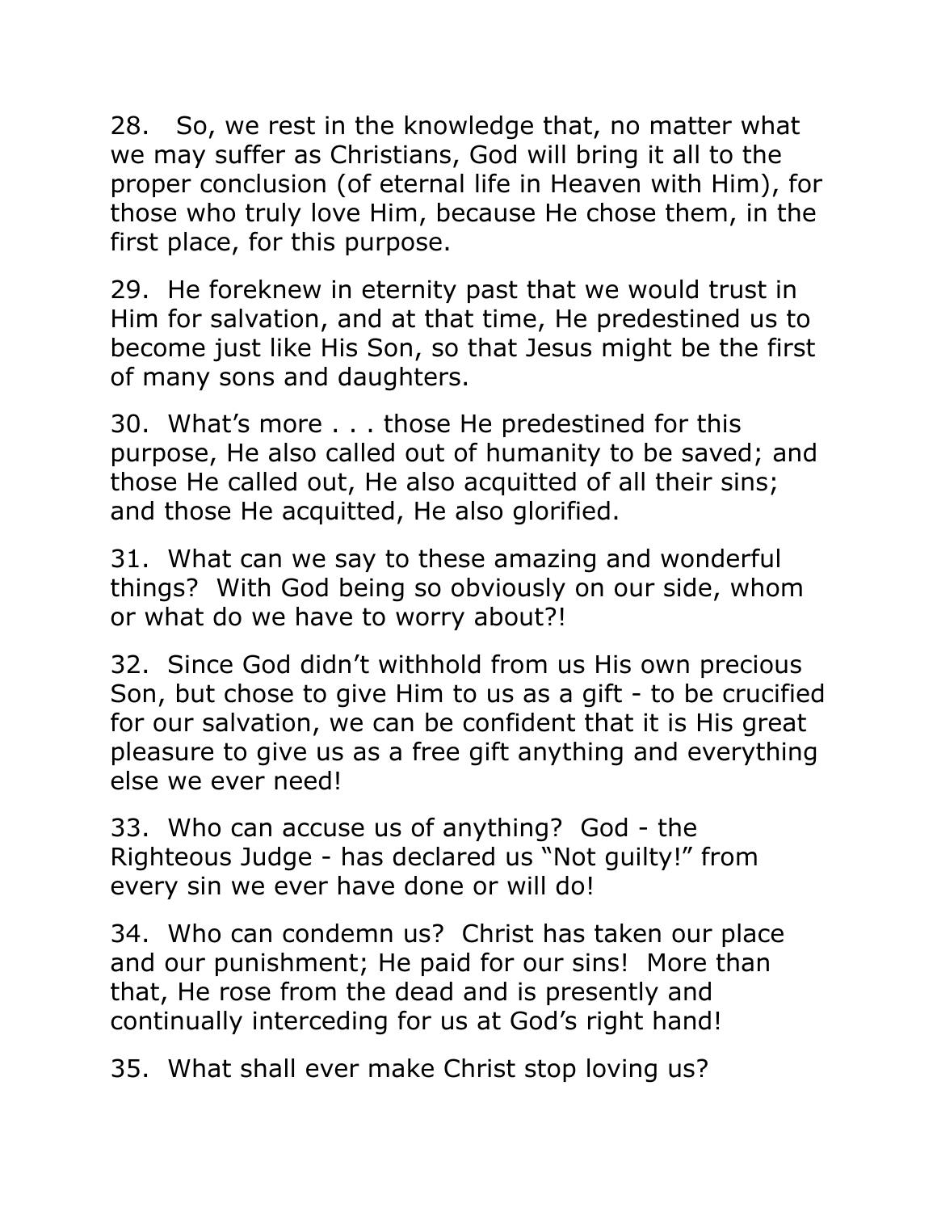28.  So, we rest in the knowledge that, no matter what we may suffer as Christians, God will bring it all to the proper conclusion (of eternal life in Heaven with Him), for those who truly love Him, because He chose them, in the first place, for this purpose.

29.  He foreknew in eternity past that we would trust in Him for salvation, and at that time, He predestined us to become just like His Son, so that Jesus might be the first of many sons and daughters.

30.  What's more . . . those He predestined for this purpose, He also called out of humanity to be saved; and those He called out, He also acquitted of all their sins; and those He acquitted, He also glorified.

31.  What can we say to these amazing and wonderful things?  With God being so obviously on our side, whom or what do we have to worry about?!

32.  Since God didn't withhold from us His own precious Son, but chose to give Him to us as a gift - to be crucified for our salvation, we can be confident that it is His great pleasure to give us as a free gift anything and everything else we ever need!

33.  Who can accuse us of anything?  God - the Righteous Judge - has declared us "Not guilty!" from every sin we ever have done or will do!

34.  Who can condemn us?  Christ has taken our place and our punishment; He paid for our sins!  More than that, He rose from the dead and is presently and continually interceding for us at God's right hand!

35.  What shall ever make Christ stop loving us?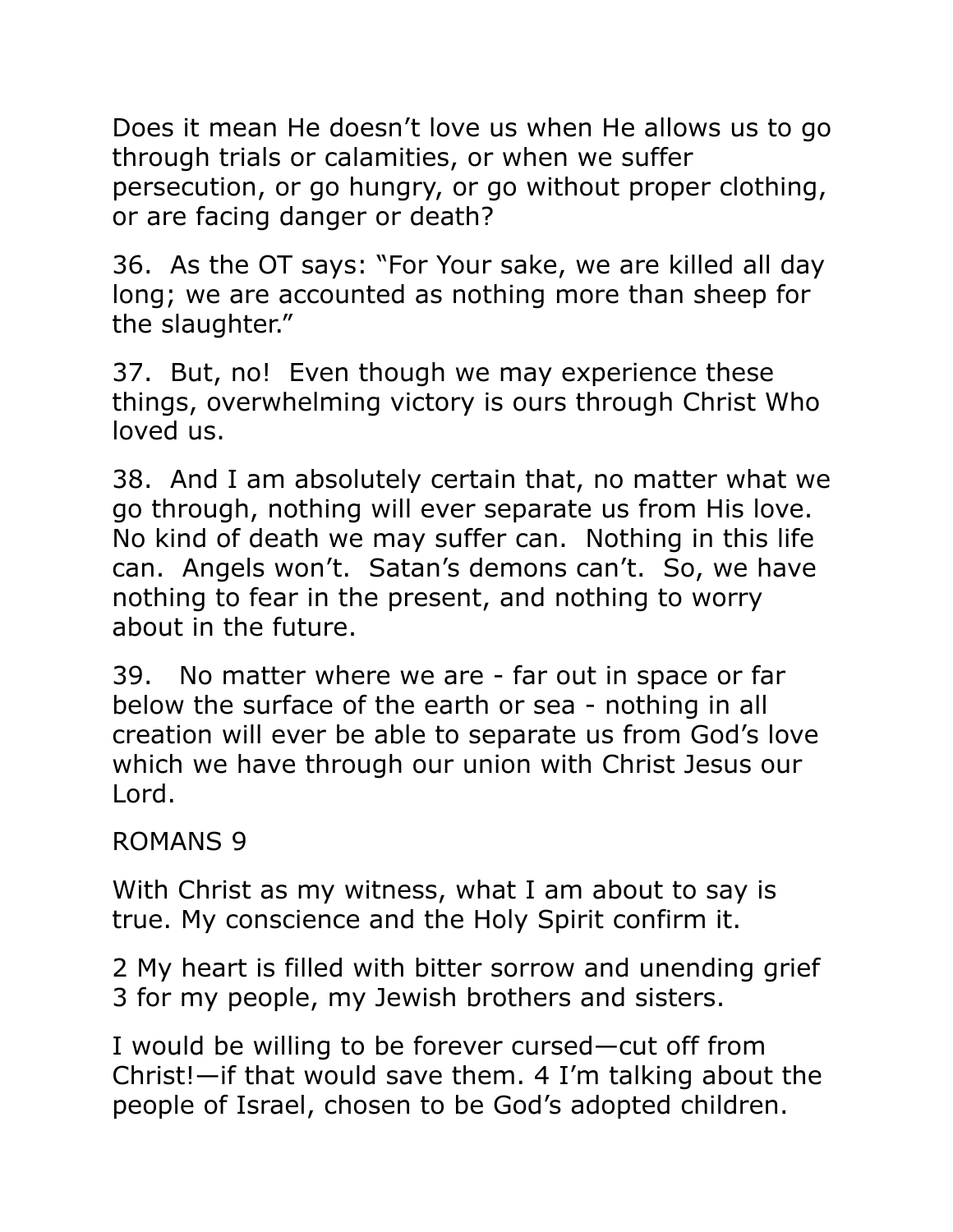Does it mean He doesn’t love us when He allows us to go through trials or calamities, or when we suffer persecution, or go hungry, or go without proper clothing, or are facing danger or death?

36. As the OT says: “For Your sake, we are killed all day long; we are accounted as nothing more than sheep for the slaughter.”

37. But, no! Even though we may experience these things, overwhelming victory is ours through Christ Who loved us.

38. And I am absolutely certain that, no matter what we go through, nothing will ever separate us from His love. No kind of death we may suffer can. Nothing in this life can. Angels won’t. Satan’s demons can’t. So, we have nothing to fear in the present, and nothing to worry about in the future.

39. No matter where we are - far out in space or far below the surface of the earth or sea - nothing in all creation will ever be able to separate us from God’s love which we have through our union with Christ Jesus our Lord.

ROMANS 9

With Christ as my witness, what I am about to say is true. My conscience and the Holy Spirit confirm it.

2 My heart is filled with bitter sorrow and unending grief 3 for my people, my Jewish brothers and sisters.

I would be willing to be forever cursed—cut off from Christ!—if that would save them. 4 I’m talking about the people of Israel, chosen to be God’s adopted children.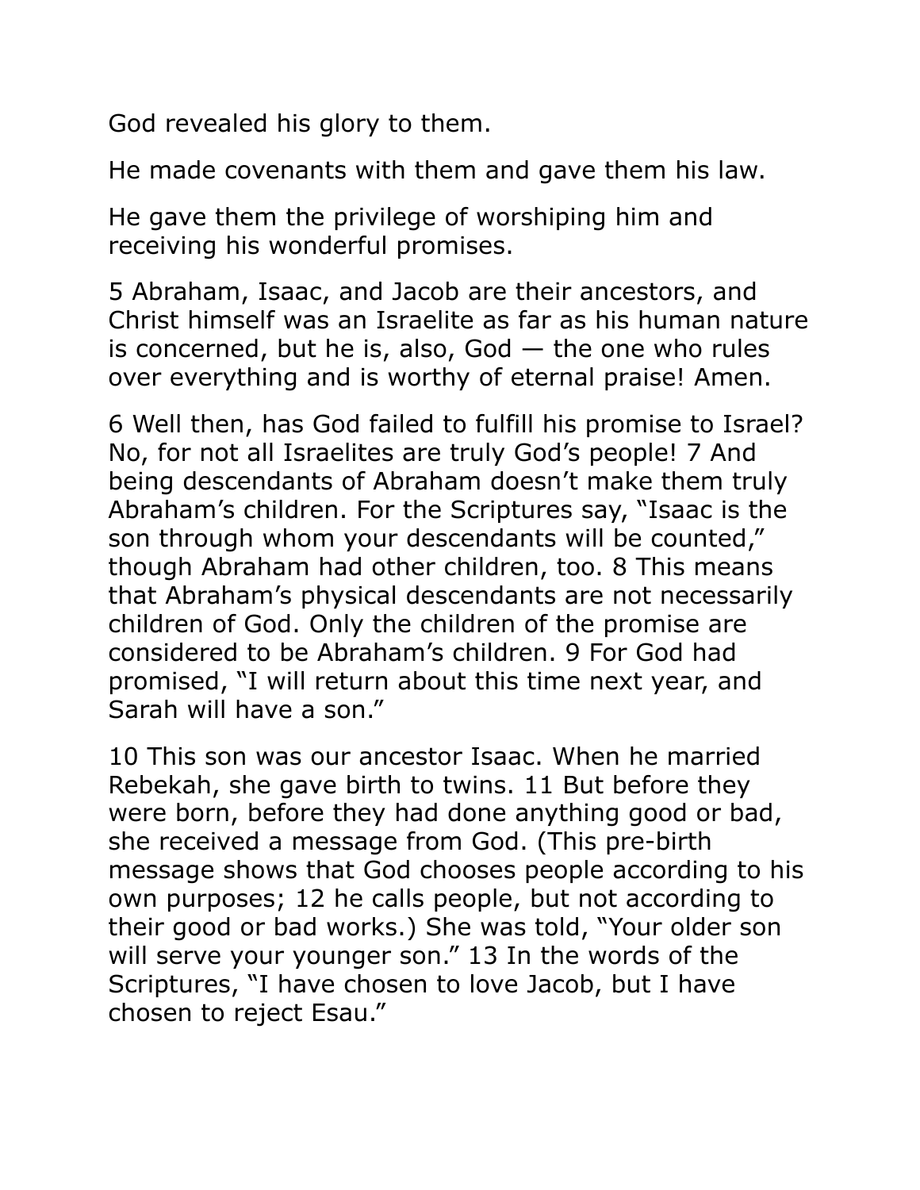God revealed his glory to them.

He made covenants with them and gave them his law.

He gave them the privilege of worshiping him and receiving his wonderful promises.

5 Abraham, Isaac, and Jacob are their ancestors, and Christ himself was an Israelite as far as his human nature is concerned, but he is, also, God — the one who rules over everything and is worthy of eternal praise! Amen.

6 Well then, has God failed to fulfill his promise to Israel? No, for not all Israelites are truly God's people! 7 And being descendants of Abraham doesn't make them truly Abraham's children. For the Scriptures say, "Isaac is the son through whom your descendants will be counted," though Abraham had other children, too. 8 This means that Abraham's physical descendants are not necessarily children of God. Only the children of the promise are considered to be Abraham's children. 9 For God had promised, "I will return about this time next year, and Sarah will have a son."

10 This son was our ancestor Isaac. When he married Rebekah, she gave birth to twins. 11 But before they were born, before they had done anything good or bad, she received a message from God. (This pre-birth message shows that God chooses people according to his own purposes; 12 he calls people, but not according to their good or bad works.) She was told, "Your older son will serve your younger son." 13 In the words of the Scriptures, "I have chosen to love Jacob, but I have chosen to reject Esau."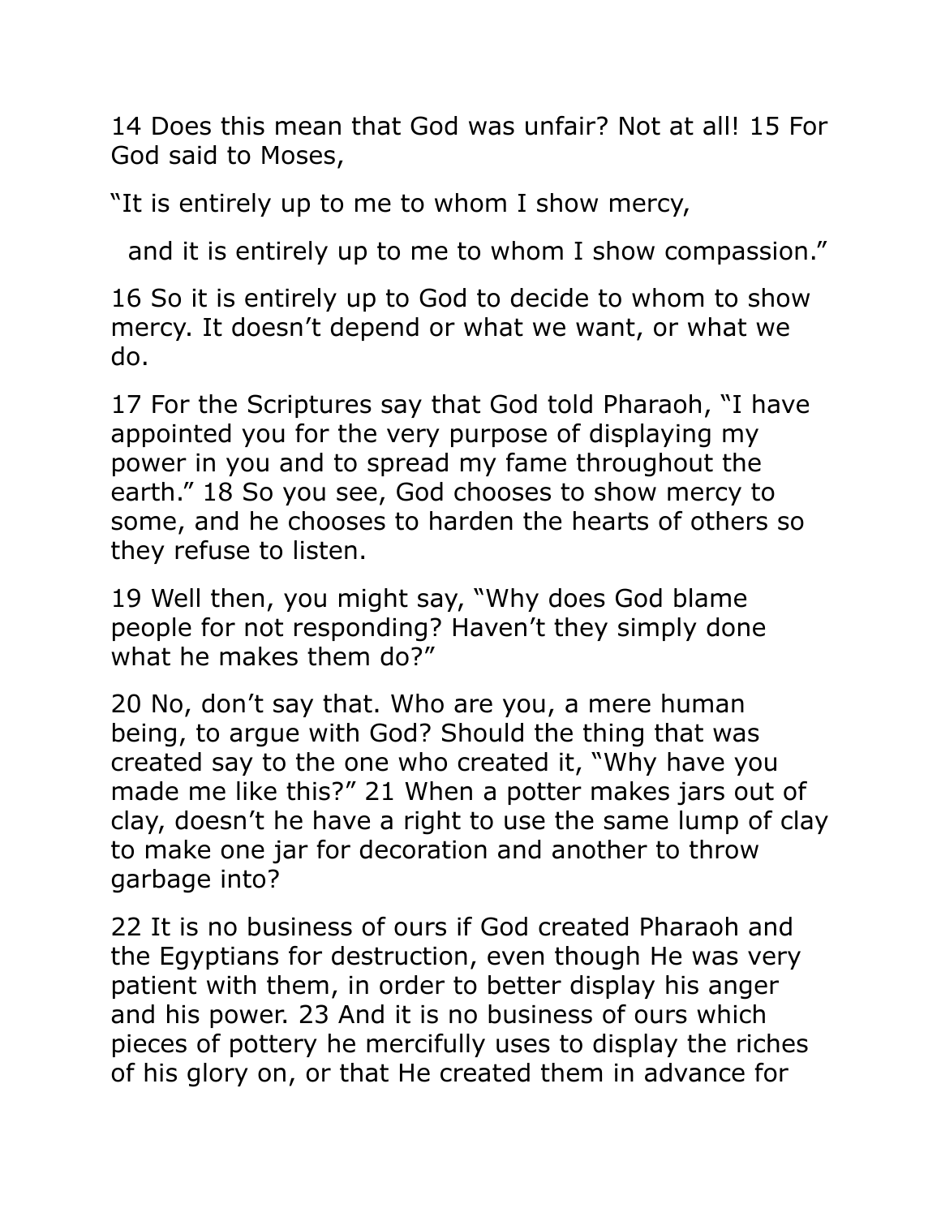14 Does this mean that God was unfair? Not at all! 15 For God said to Moses,

“It is entirely up to me to whom I show mercy,

and it is entirely up to me to whom I show compassion.”

16 So it is entirely up to God to decide to whom to show mercy. It doesn’t depend or what we want, or what we do.

17 For the Scriptures say that God told Pharaoh, “I have appointed you for the very purpose of displaying my power in you and to spread my fame throughout the earth.” 18 So you see, God chooses to show mercy to some, and he chooses to harden the hearts of others so they refuse to listen.

19 Well then, you might say, “Why does God blame people for not responding? Haven’t they simply done what he makes them do?”

20 No, don’t say that. Who are you, a mere human being, to argue with God? Should the thing that was created say to the one who created it, “Why have you made me like this?” 21 When a potter makes jars out of clay, doesn’t he have a right to use the same lump of clay to make one jar for decoration and another to throw garbage into?

22 It is no business of ours if God created Pharaoh and the Egyptians for destruction, even though He was very patient with them, in order to better display his anger and his power. 23 And it is no business of ours which pieces of pottery he mercifully uses to display the riches of his glory on, or that He created them in advance for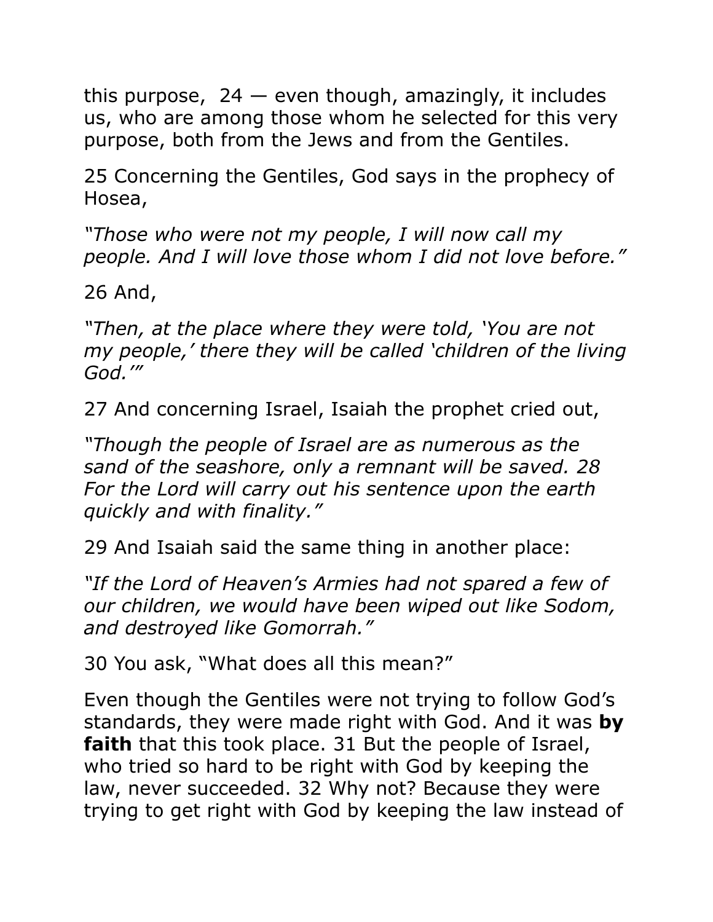this purpose, 24 — even though, amazingly, it includes us, who are among those whom he selected for this very purpose, both from the Jews and from the Gentiles.

25 Concerning the Gentiles, God says in the prophecy of Hosea,

*"Those who were not my people, I will now call my people. And I will love those whom I did not love before."*

26 And,

*"Then, at the place where they were told, 'You are not my people,' there they will be called 'children of the living God.'"*

27 And concerning Israel, Isaiah the prophet cried out,

*"Though the people of Israel are as numerous as the sand of the seashore, only a remnant will be saved. 28 For the Lord will carry out his sentence upon the earth quickly and with finality."*

29 And Isaiah said the same thing in another place:

*"If the Lord of Heaven's Armies had not spared a few of our children, we would have been wiped out like Sodom, and destroyed like Gomorrah."*

30 You ask, "What does all this mean?"

Even though the Gentiles were not trying to follow God's standards, they were made right with God. And it was **by faith** that this took place. 31 But the people of Israel, who tried so hard to be right with God by keeping the law, never succeeded. 32 Why not? Because they were trying to get right with God by keeping the law instead of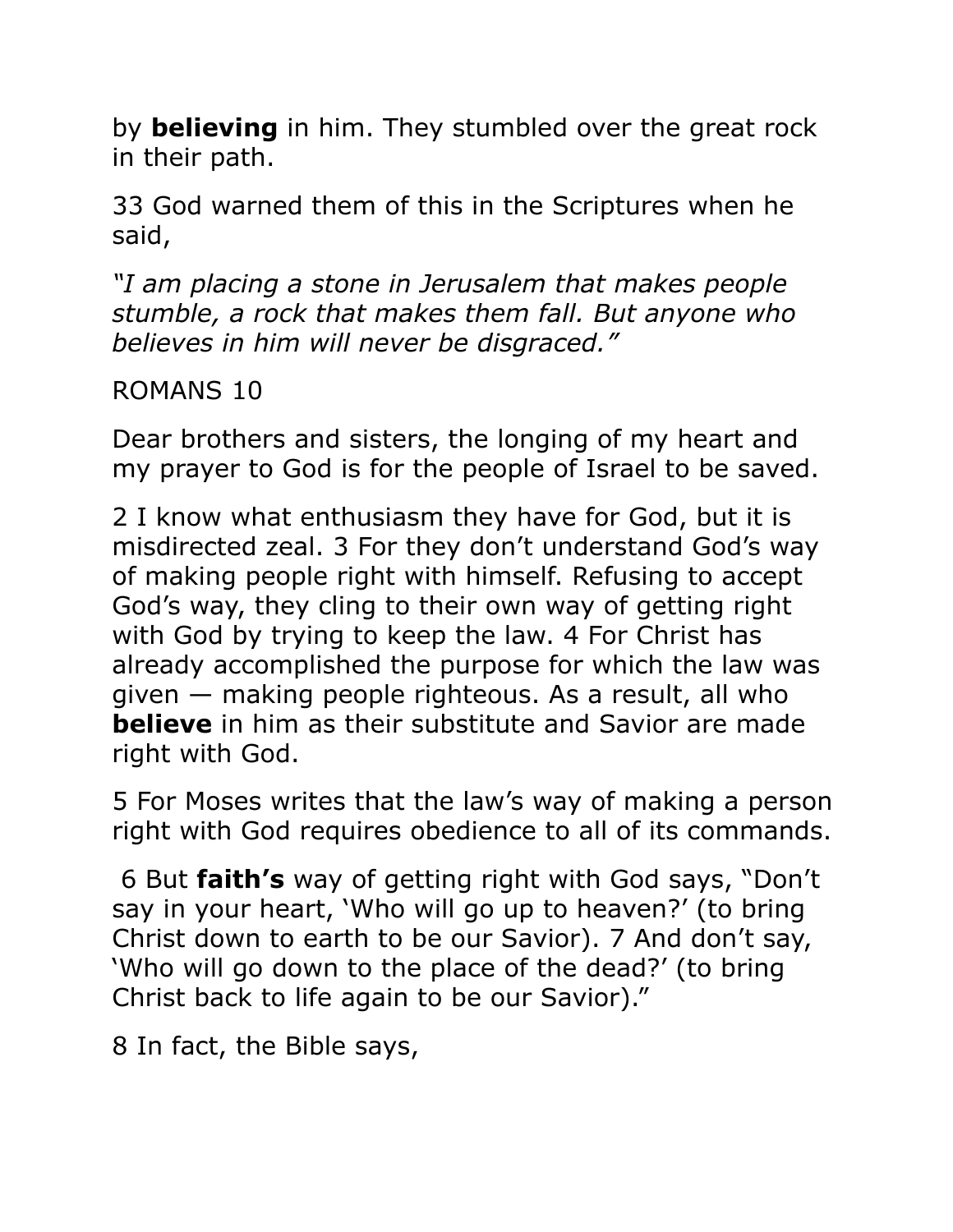by **believing** in him. They stumbled over the great rock in their path.

33 God warned them of this in the Scriptures when he said,

*"I am placing a stone in Jerusalem that makes people stumble, a rock that makes them fall. But anyone who believes in him will never be disgraced."*

ROMANS 10

Dear brothers and sisters, the longing of my heart and my prayer to God is for the people of Israel to be saved.

2 I know what enthusiasm they have for God, but it is misdirected zeal. 3 For they don't understand God's way of making people right with himself. Refusing to accept God's way, they cling to their own way of getting right with God by trying to keep the law. 4 For Christ has already accomplished the purpose for which the law was given — making people righteous. As a result, all who **believe** in him as their substitute and Savior are made right with God.

5 For Moses writes that the law's way of making a person right with God requires obedience to all of its commands.

6 But **faith's** way of getting right with God says, "Don't say in your heart, 'Who will go up to heaven?' (to bring Christ down to earth to be our Savior). 7 And don't say, 'Who will go down to the place of the dead?' (to bring Christ back to life again to be our Savior)."

8 In fact, the Bible says,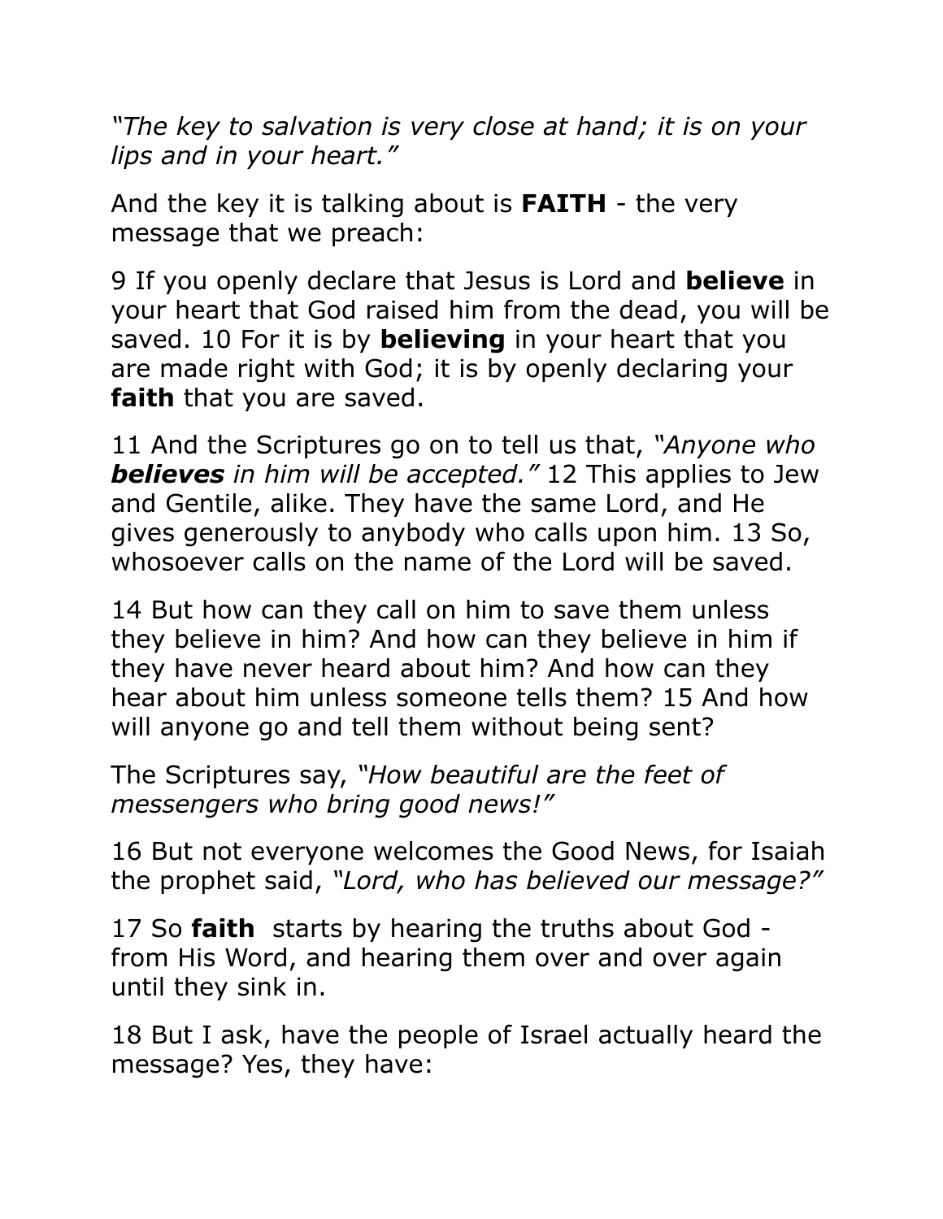*"The key to salvation is very close at hand; it is on your lips and in your heart."*

And the key it is talking about is **FAITH** - the very message that we preach:

9 If you openly declare that Jesus is Lord and **believe** in your heart that God raised him from the dead, you will be saved. 10 For it is by **believing** in your heart that you are made right with God; it is by openly declaring your **faith** that you are saved.

11 And the Scriptures go on to tell us that, *"Anyone who* ***believes*** *in him will be accepted."* 12 This applies to Jew and Gentile, alike. They have the same Lord, and He gives generously to anybody who calls upon him. 13 So, whosoever calls on the name of the Lord will be saved.

14 But how can they call on him to save them unless they believe in him? And how can they believe in him if they have never heard about him? And how can they hear about him unless someone tells them? 15 And how will anyone go and tell them without being sent?

The Scriptures say, *"How beautiful are the feet of messengers who bring good news!"*

16 But not everyone welcomes the Good News, for Isaiah the prophet said, *"Lord, who has believed our message?"*

17 So **faith** starts by hearing the truths about God - from His Word, and hearing them over and over again until they sink in.

18 But I ask, have the people of Israel actually heard the message? Yes, they have: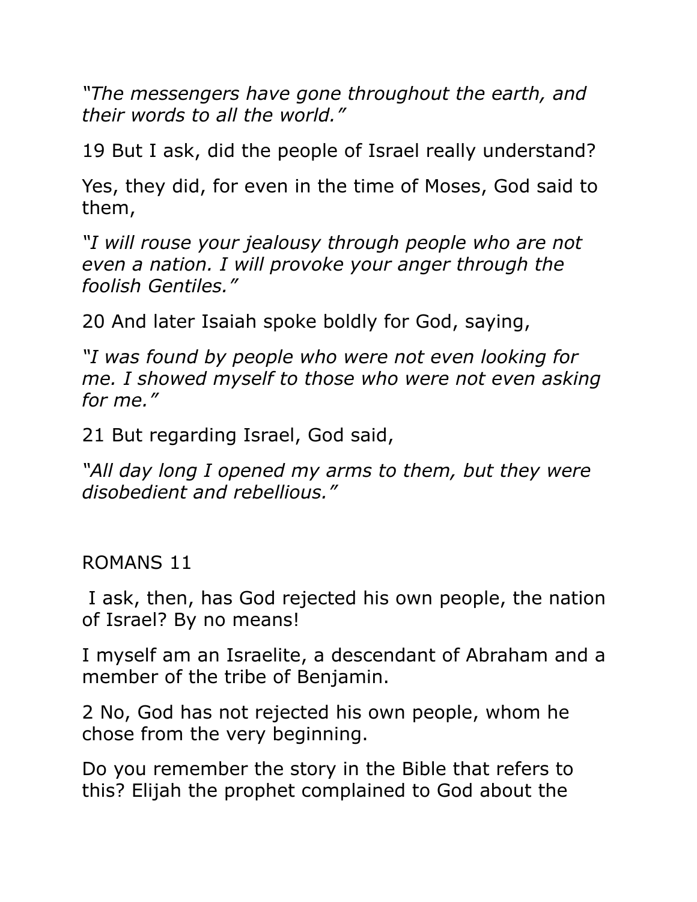*"The messengers have gone throughout the earth, and their words to all the world."*

19 But I ask, did the people of Israel really understand?

Yes, they did, for even in the time of Moses, God said to them,

*"I will rouse your jealousy through people who are not even a nation. I will provoke your anger through the foolish Gentiles."*

20 And later Isaiah spoke boldly for God, saying,

*"I was found by people who were not even looking for me. I showed myself to those who were not even asking for me."*

21 But regarding Israel, God said,

*"All day long I opened my arms to them, but they were disobedient and rebellious."*

## ROMANS 11

I ask, then, has God rejected his own people, the nation of Israel? By no means!

I myself am an Israelite, a descendant of Abraham and a member of the tribe of Benjamin.

2 No, God has not rejected his own people, whom he chose from the very beginning.

Do you remember the story in the Bible that refers to this? Elijah the prophet complained to God about the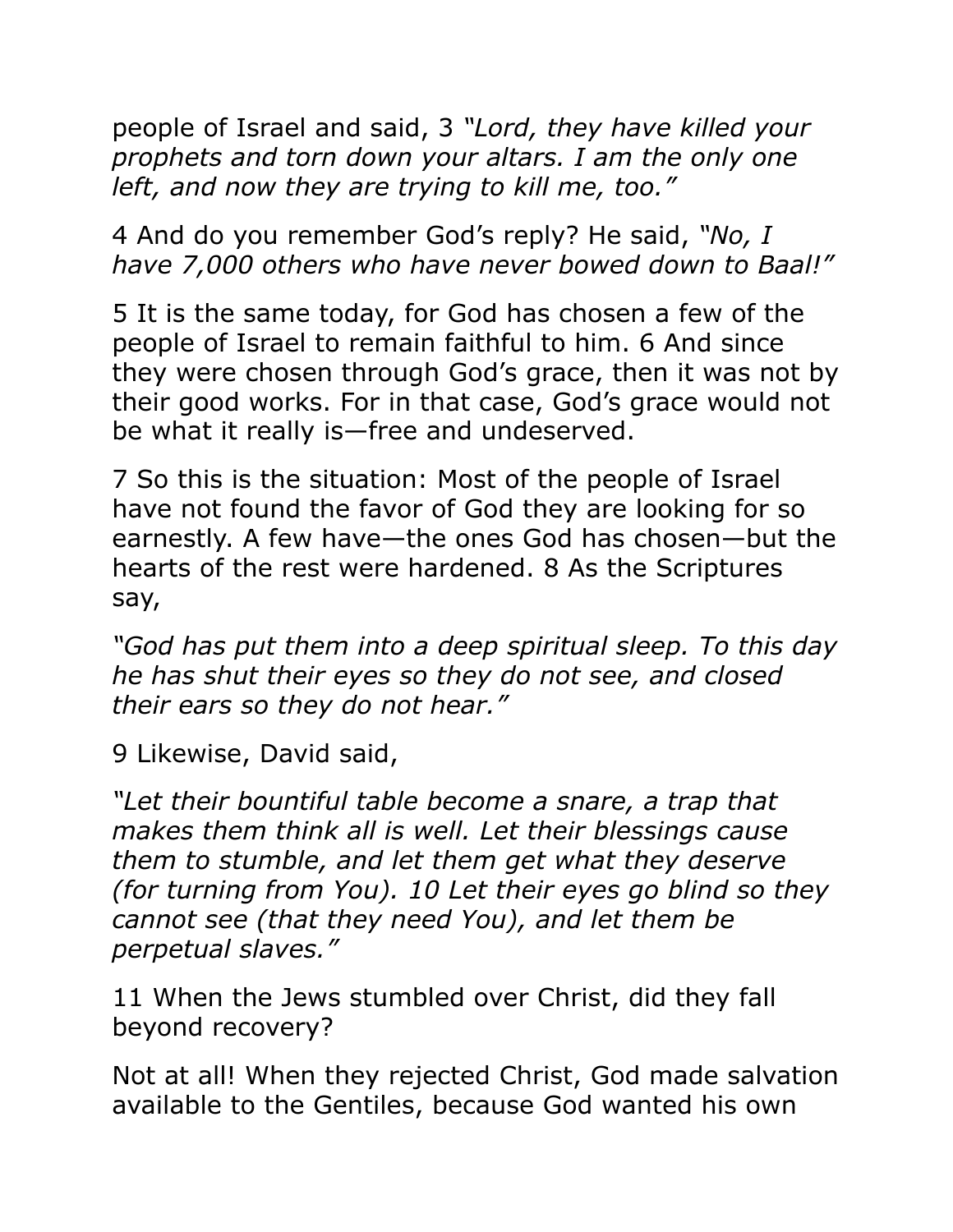people of Israel and said, 3 *"Lord, they have killed your prophets and torn down your altars. I am the only one left, and now they are trying to kill me, too."*

4 And do you remember God's reply? He said, *"No, I have 7,000 others who have never bowed down to Baal!"*

5 It is the same today, for God has chosen a few of the people of Israel to remain faithful to him. 6 And since they were chosen through God's grace, then it was not by their good works. For in that case, God's grace would not be what it really is—free and undeserved.

7 So this is the situation: Most of the people of Israel have not found the favor of God they are looking for so earnestly. A few have—the ones God has chosen—but the hearts of the rest were hardened. 8 As the Scriptures say,

*"God has put them into a deep spiritual sleep. To this day he has shut their eyes so they do not see, and closed their ears so they do not hear."*

9 Likewise, David said,

*"Let their bountiful table become a snare, a trap that makes them think all is well. Let their blessings cause them to stumble, and let them get what they deserve (for turning from You). 10 Let their eyes go blind so they cannot see (that they need You), and let them be perpetual slaves."*

11 When the Jews stumbled over Christ, did they fall beyond recovery?

Not at all! When they rejected Christ, God made salvation available to the Gentiles, because God wanted his own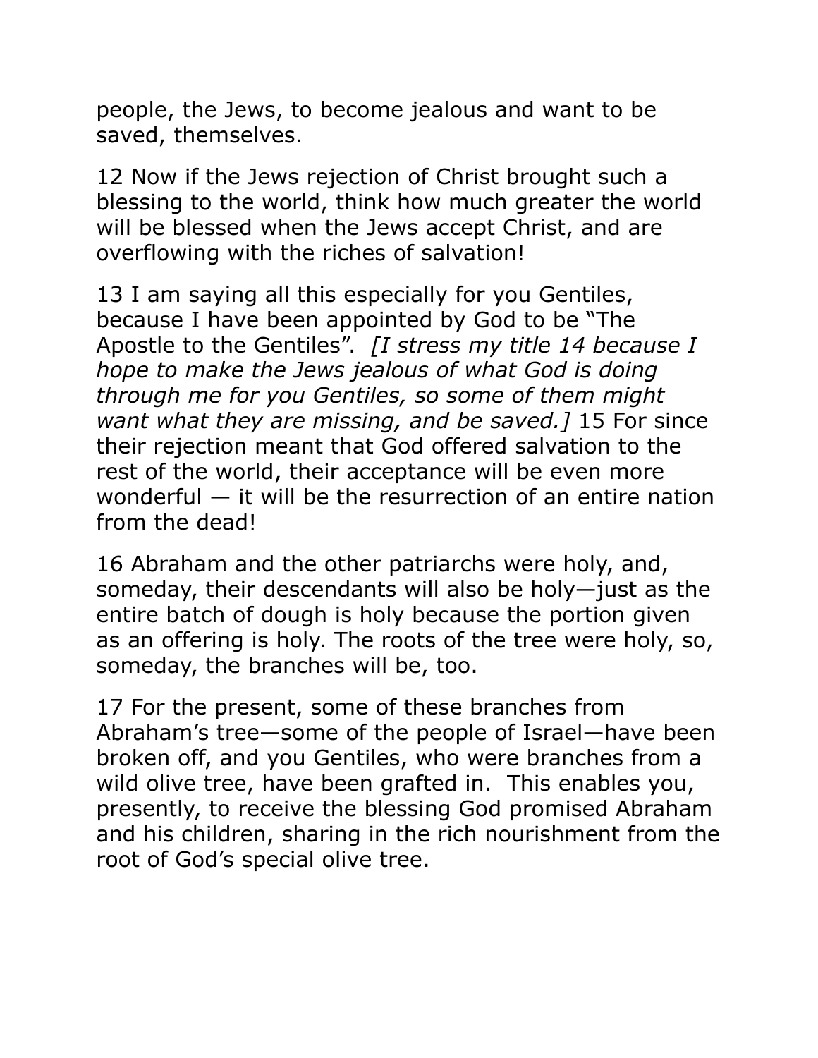people, the Jews, to become jealous and want to be saved, themselves.

12 Now if the Jews rejection of Christ brought such a blessing to the world, think how much greater the world will be blessed when the Jews accept Christ, and are overflowing with the riches of salvation!

13 I am saying all this especially for you Gentiles, because I have been appointed by God to be "The Apostle to the Gentiles". *[I stress my title 14 because I hope to make the Jews jealous of what God is doing through me for you Gentiles, so some of them might want what they are missing, and be saved.]* 15 For since their rejection meant that God offered salvation to the rest of the world, their acceptance will be even more wonderful — it will be the resurrection of an entire nation from the dead!

16 Abraham and the other patriarchs were holy, and, someday, their descendants will also be holy—just as the entire batch of dough is holy because the portion given as an offering is holy. The roots of the tree were holy, so, someday, the branches will be, too.

17 For the present, some of these branches from Abraham's tree—some of the people of Israel—have been broken off, and you Gentiles, who were branches from a wild olive tree, have been grafted in. This enables you, presently, to receive the blessing God promised Abraham and his children, sharing in the rich nourishment from the root of God's special olive tree.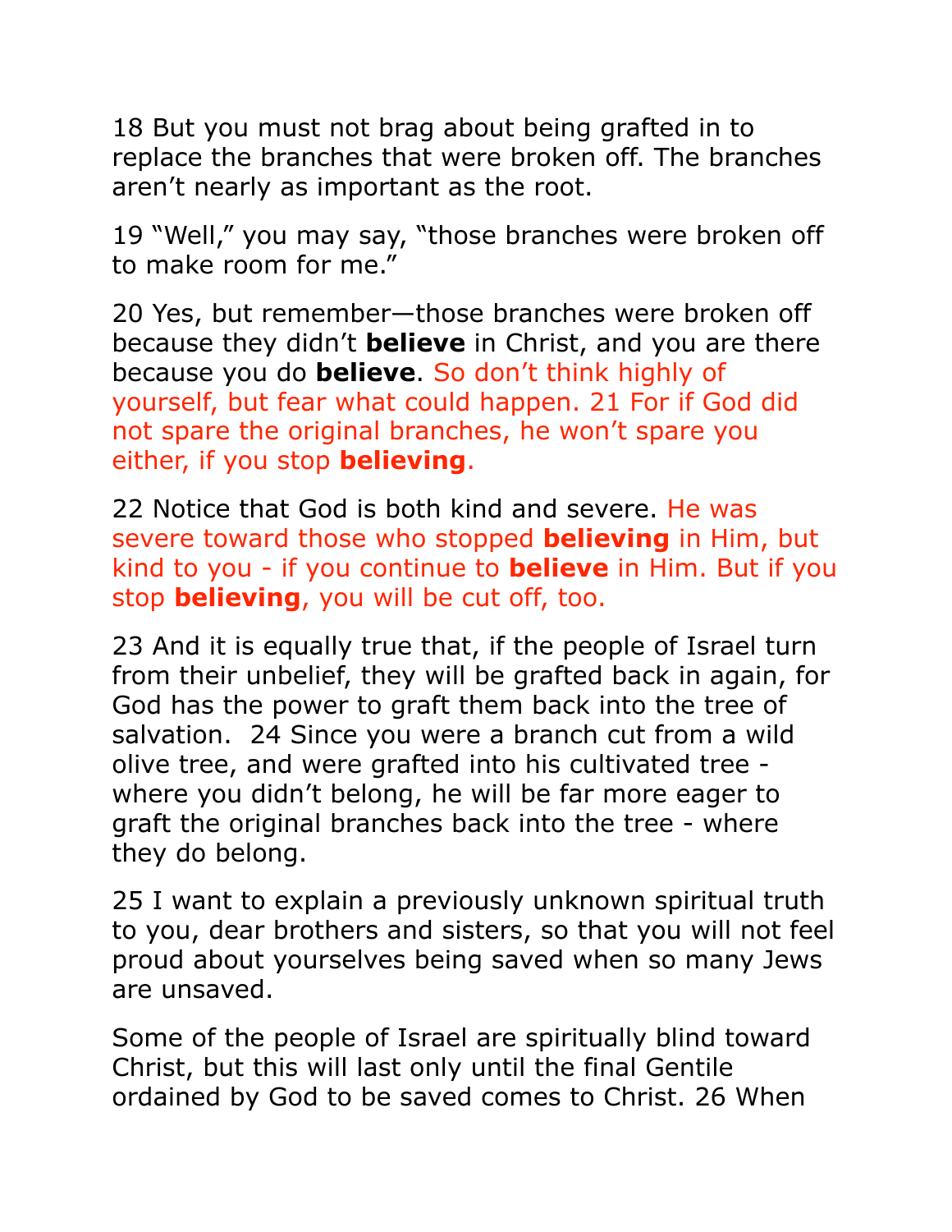18 But you must not brag about being grafted in to replace the branches that were broken off. The branches aren't nearly as important as the root.

19 "Well," you may say, "those branches were broken off to make room for me."

20 Yes, but remember—those branches were broken off because they didn't **believe** in Christ, and you are there because you do **believe**. So don't think highly of yourself, but fear what could happen. 21 For if God did not spare the original branches, he won't spare you either, if you stop **believing**.

22 Notice that God is both kind and severe. He was severe toward those who stopped **believing** in Him, but kind to you - if you continue to **believe** in Him. But if you stop **believing**, you will be cut off, too.

23 And it is equally true that, if the people of Israel turn from their unbelief, they will be grafted back in again, for God has the power to graft them back into the tree of salvation. 24 Since you were a branch cut from a wild olive tree, and were grafted into his cultivated tree - where you didn't belong, he will be far more eager to graft the original branches back into the tree - where they do belong.

25 I want to explain a previously unknown spiritual truth to you, dear brothers and sisters, so that you will not feel proud about yourselves being saved when so many Jews are unsaved.

Some of the people of Israel are spiritually blind toward Christ, but this will last only until the final Gentile ordained by God to be saved comes to Christ. 26 When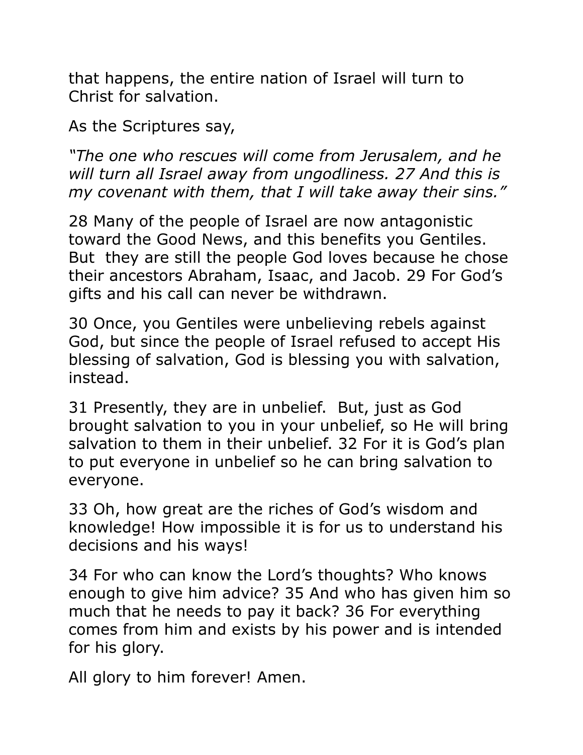that happens, the entire nation of Israel will turn to Christ for salvation.

As the Scriptures say,

*"The one who rescues will come from Jerusalem, and he will turn all Israel away from ungodliness. 27 And this is my covenant with them, that I will take away their sins."*

28 Many of the people of Israel are now antagonistic toward the Good News, and this benefits you Gentiles. But they are still the people God loves because he chose their ancestors Abraham, Isaac, and Jacob. 29 For God's gifts and his call can never be withdrawn.

30 Once, you Gentiles were unbelieving rebels against God, but since the people of Israel refused to accept His blessing of salvation, God is blessing you with salvation, instead.

31 Presently, they are in unbelief. But, just as God brought salvation to you in your unbelief, so He will bring salvation to them in their unbelief. 32 For it is God's plan to put everyone in unbelief so he can bring salvation to everyone.

33 Oh, how great are the riches of God's wisdom and knowledge! How impossible it is for us to understand his decisions and his ways!

34 For who can know the Lord's thoughts? Who knows enough to give him advice? 35 And who has given him so much that he needs to pay it back? 36 For everything comes from him and exists by his power and is intended for his glory.

All glory to him forever! Amen.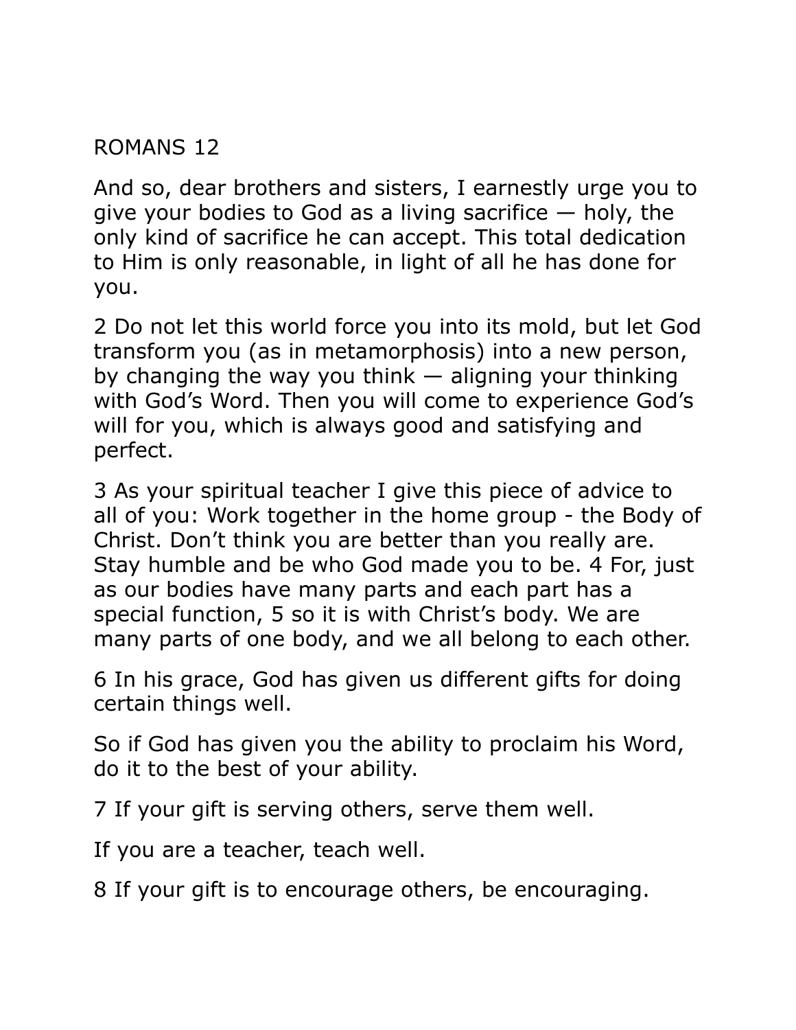ROMANS 12

And so, dear brothers and sisters, I earnestly urge you to give your bodies to God as a living sacrifice — holy, the only kind of sacrifice he can accept. This total dedication to Him is only reasonable, in light of all he has done for you.

2 Do not let this world force you into its mold, but let God transform you (as in metamorphosis) into a new person, by changing the way you think — aligning your thinking with God's Word. Then you will come to experience God's will for you, which is always good and satisfying and perfect.

3 As your spiritual teacher I give this piece of advice to all of you: Work together in the home group - the Body of Christ. Don't think you are better than you really are. Stay humble and be who God made you to be. 4 For, just as our bodies have many parts and each part has a special function, 5 so it is with Christ's body. We are many parts of one body, and we all belong to each other.

6 In his grace, God has given us different gifts for doing certain things well.

So if God has given you the ability to proclaim his Word, do it to the best of your ability.

7 If your gift is serving others, serve them well.

If you are a teacher, teach well.

8 If your gift is to encourage others, be encouraging.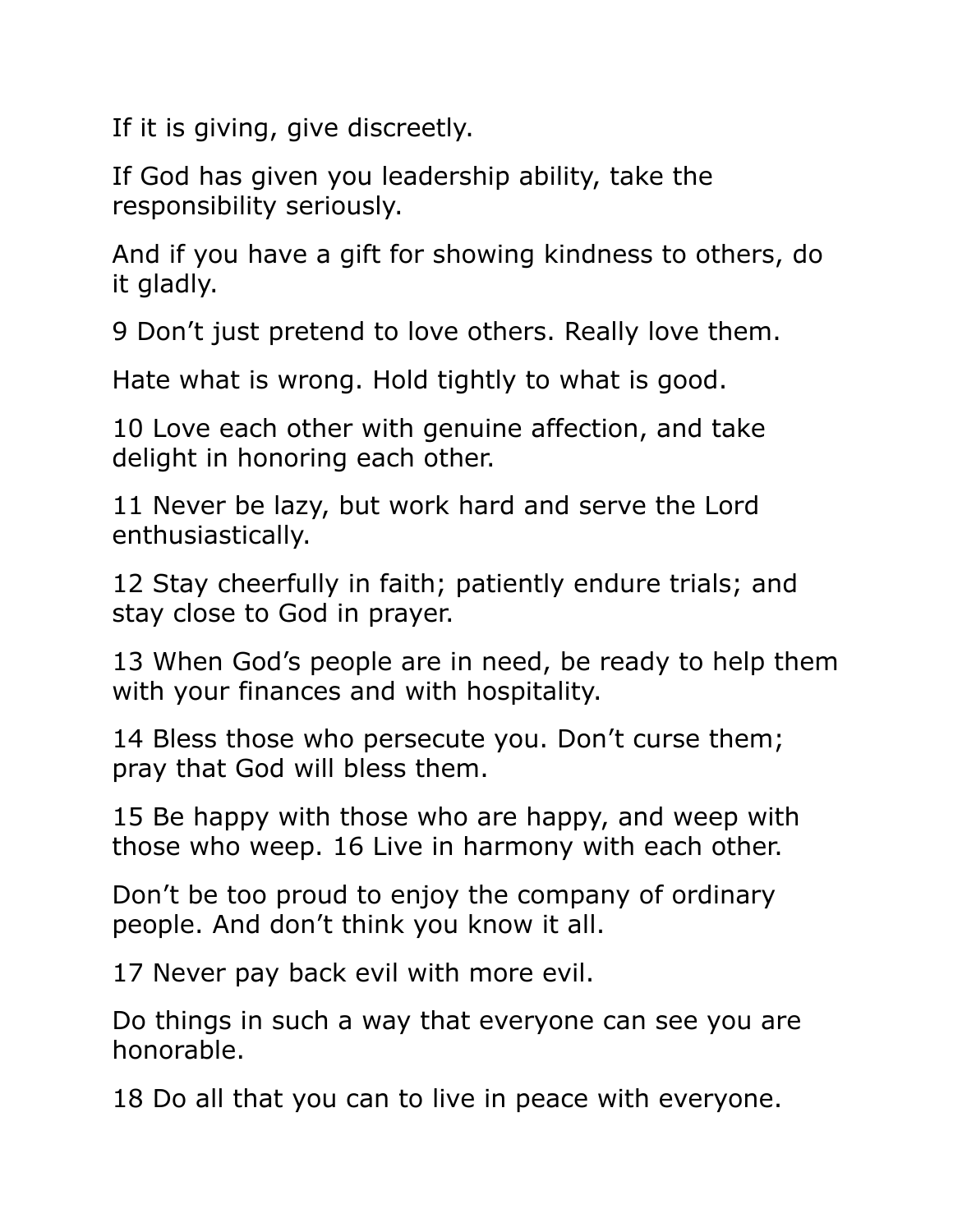If it is giving, give discreetly.

If God has given you leadership ability, take the responsibility seriously.

And if you have a gift for showing kindness to others, do it gladly.

9 Don’t just pretend to love others. Really love them.

Hate what is wrong. Hold tightly to what is good.

10 Love each other with genuine affection, and take delight in honoring each other.

11 Never be lazy, but work hard and serve the Lord enthusiastically.

12 Stay cheerfully in faith; patiently endure trials; and stay close to God in prayer.

13 When God’s people are in need, be ready to help them with your finances and with hospitality.

14 Bless those who persecute you. Don’t curse them; pray that God will bless them.

15 Be happy with those who are happy, and weep with those who weep. 16 Live in harmony with each other.

Don’t be too proud to enjoy the company of ordinary people. And don’t think you know it all.

17 Never pay back evil with more evil.

Do things in such a way that everyone can see you are honorable.

18 Do all that you can to live in peace with everyone.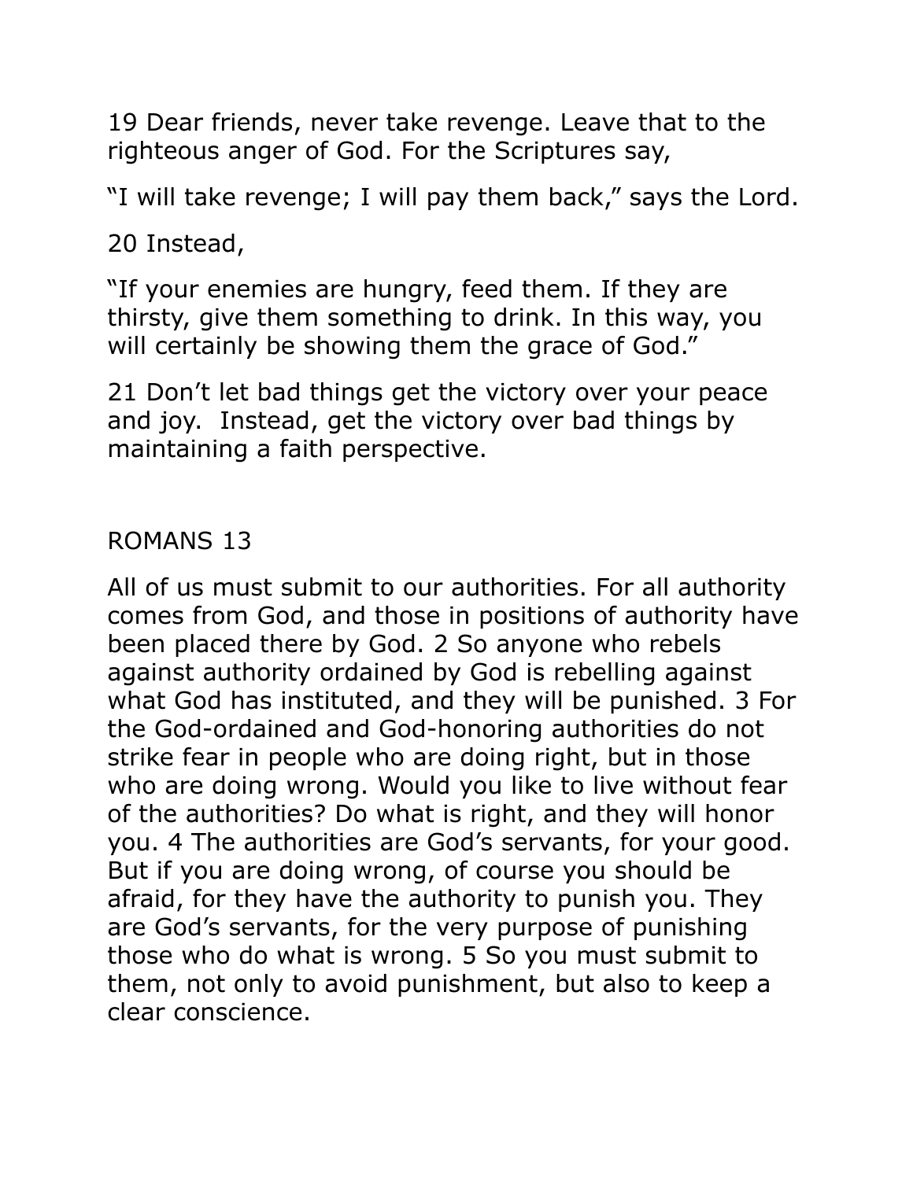19 Dear friends, never take revenge. Leave that to the righteous anger of God. For the Scriptures say,

“I will take revenge; I will pay them back,” says the Lord.

20 Instead,

“If your enemies are hungry, feed them. If they are thirsty, give them something to drink. In this way, you will certainly be showing them the grace of God.”

21 Don’t let bad things get the victory over your peace and joy. Instead, get the victory over bad things by maintaining a faith perspective.

## ROMANS 13

All of us must submit to our authorities. For all authority comes from God, and those in positions of authority have been placed there by God. 2 So anyone who rebels against authority ordained by God is rebelling against what God has instituted, and they will be punished. 3 For the God-ordained and God-honoring authorities do not strike fear in people who are doing right, but in those who are doing wrong. Would you like to live without fear of the authorities? Do what is right, and they will honor you. 4 The authorities are God’s servants, for your good. But if you are doing wrong, of course you should be afraid, for they have the authority to punish you. They are God’s servants, for the very purpose of punishing those who do what is wrong. 5 So you must submit to them, not only to avoid punishment, but also to keep a clear conscience.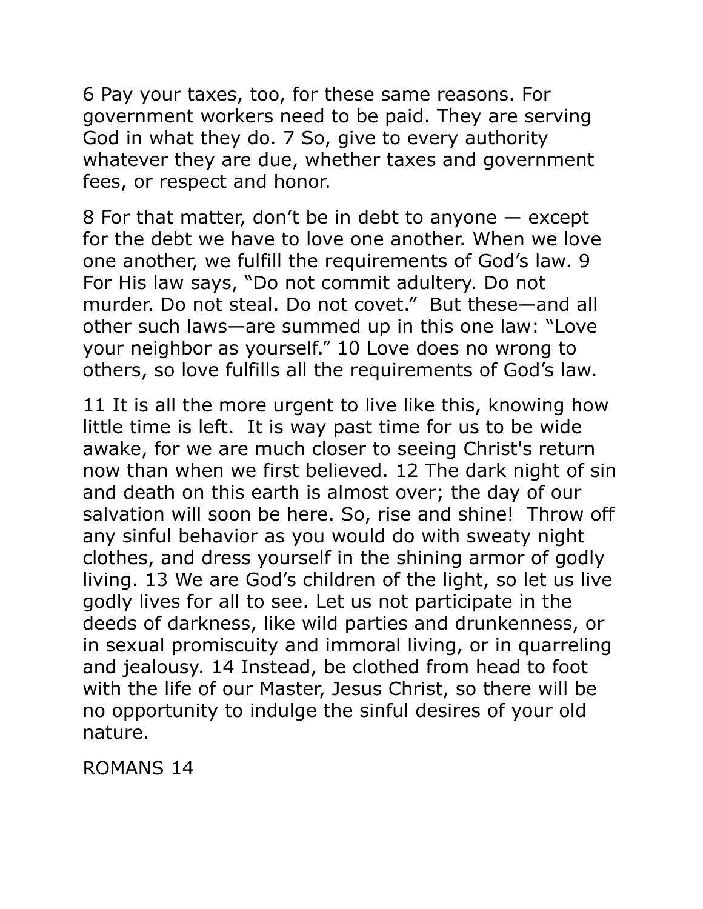6 Pay your taxes, too, for these same reasons. For government workers need to be paid. They are serving God in what they do. 7 So, give to every authority whatever they are due, whether taxes and government fees, or respect and honor.

8 For that matter, don't be in debt to anyone — except for the debt we have to love one another. When we love one another, we fulfill the requirements of God's law. 9 For His law says, "Do not commit adultery. Do not murder. Do not steal. Do not covet." But these—and all other such laws—are summed up in this one law: "Love your neighbor as yourself." 10 Love does no wrong to others, so love fulfills all the requirements of God's law.

11 It is all the more urgent to live like this, knowing how little time is left. It is way past time for us to be wide awake, for we are much closer to seeing Christ's return now than when we first believed. 12 The dark night of sin and death on this earth is almost over; the day of our salvation will soon be here. So, rise and shine! Throw off any sinful behavior as you would do with sweaty night clothes, and dress yourself in the shining armor of godly living. 13 We are God's children of the light, so let us live godly lives for all to see. Let us not participate in the deeds of darkness, like wild parties and drunkenness, or in sexual promiscuity and immoral living, or in quarreling and jealousy. 14 Instead, be clothed from head to foot with the life of our Master, Jesus Christ, so there will be no opportunity to indulge the sinful desires of your old nature.

ROMANS 14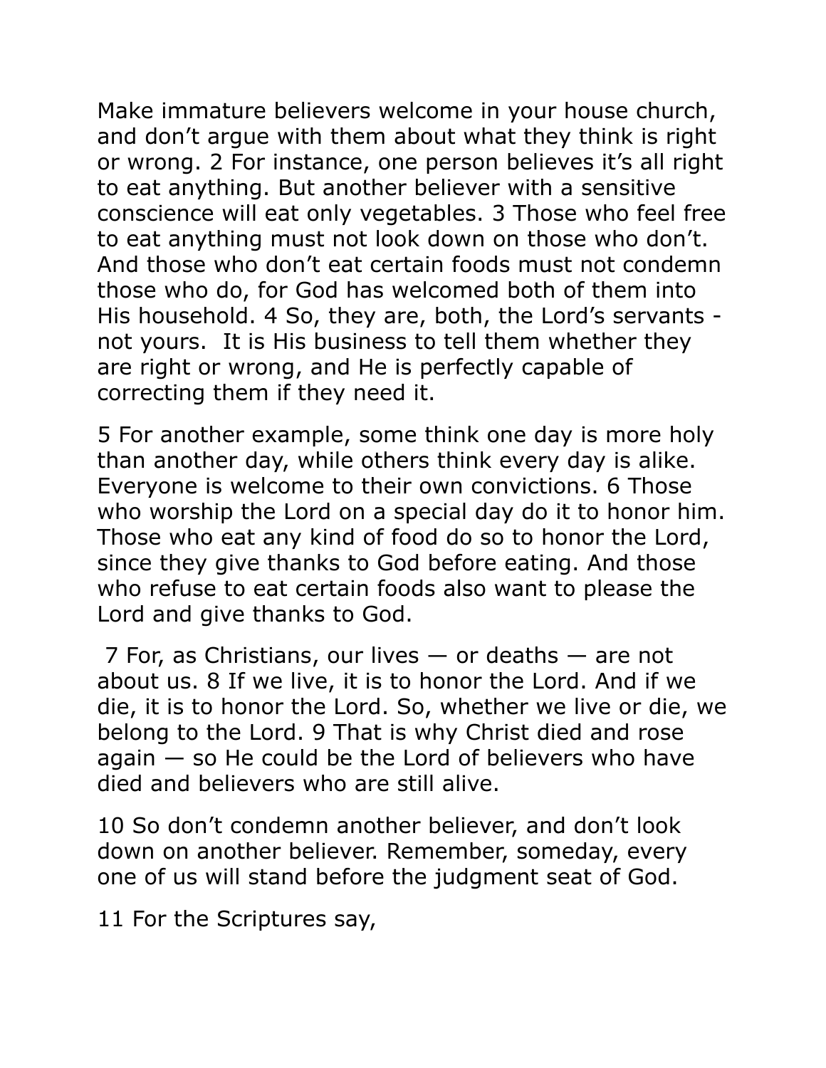Make immature believers welcome in your house church, and don't argue with them about what they think is right or wrong. 2 For instance, one person believes it's all right to eat anything. But another believer with a sensitive conscience will eat only vegetables. 3 Those who feel free to eat anything must not look down on those who don't. And those who don't eat certain foods must not condemn those who do, for God has welcomed both of them into His household. 4 So, they are, both, the Lord's servants - not yours. It is His business to tell them whether they are right or wrong, and He is perfectly capable of correcting them if they need it.

5 For another example, some think one day is more holy than another day, while others think every day is alike. Everyone is welcome to their own convictions. 6 Those who worship the Lord on a special day do it to honor him. Those who eat any kind of food do so to honor the Lord, since they give thanks to God before eating. And those who refuse to eat certain foods also want to please the Lord and give thanks to God.

7 For, as Christians, our lives — or deaths — are not about us. 8 If we live, it is to honor the Lord. And if we die, it is to honor the Lord. So, whether we live or die, we belong to the Lord. 9 That is why Christ died and rose again — so He could be the Lord of believers who have died and believers who are still alive.

10 So don't condemn another believer, and don't look down on another believer. Remember, someday, every one of us will stand before the judgment seat of God.

11 For the Scriptures say,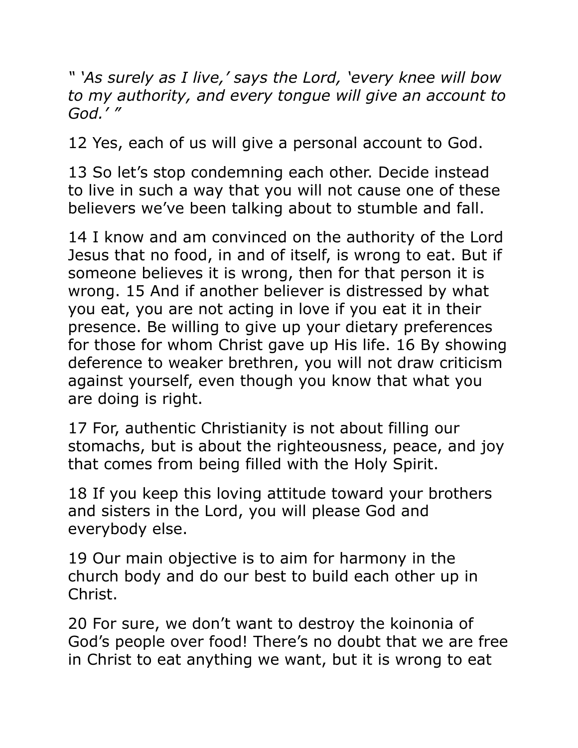*" 'As surely as I live,' says the Lord, 'every knee will bow to my authority, and every tongue will give an account to God.' "*

12 Yes, each of us will give a personal account to God.

13 So let's stop condemning each other. Decide instead to live in such a way that you will not cause one of these believers we've been talking about to stumble and fall.

14 I know and am convinced on the authority of the Lord Jesus that no food, in and of itself, is wrong to eat. But if someone believes it is wrong, then for that person it is wrong. 15 And if another believer is distressed by what you eat, you are not acting in love if you eat it in their presence. Be willing to give up your dietary preferences for those for whom Christ gave up His life. 16 By showing deference to weaker brethren, you will not draw criticism against yourself, even though you know that what you are doing is right.

17 For, authentic Christianity is not about filling our stomachs, but is about the righteousness, peace, and joy that comes from being filled with the Holy Spirit.

18 If you keep this loving attitude toward your brothers and sisters in the Lord, you will please God and everybody else.

19 Our main objective is to aim for harmony in the church body and do our best to build each other up in Christ.

20 For sure, we don't want to destroy the koinonia of God's people over food! There's no doubt that we are free in Christ to eat anything we want, but it is wrong to eat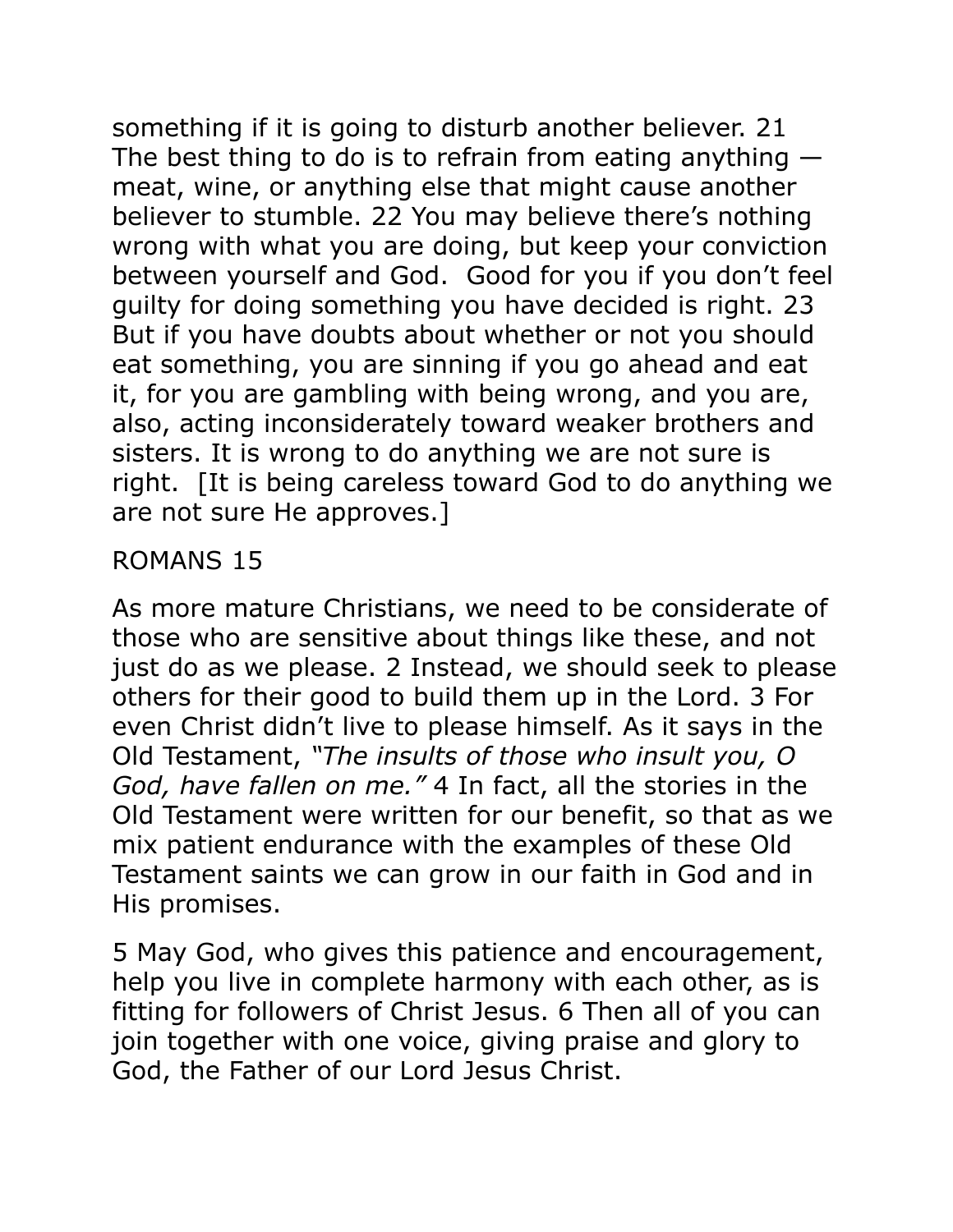something if it is going to disturb another believer. 21 The best thing to do is to refrain from eating anything — meat, wine, or anything else that might cause another believer to stumble. 22 You may believe there's nothing wrong with what you are doing, but keep your conviction between yourself and God.  Good for you if you don't feel guilty for doing something you have decided is right. 23 But if you have doubts about whether or not you should eat something, you are sinning if you go ahead and eat it, for you are gambling with being wrong, and you are, also, acting inconsiderately toward weaker brothers and sisters. It is wrong to do anything we are not sure is right.  [It is being careless toward God to do anything we are not sure He approves.]

ROMANS 15

As more mature Christians, we need to be considerate of those who are sensitive about things like these, and not just do as we please. 2 Instead, we should seek to please others for their good to build them up in the Lord. 3 For even Christ didn't live to please himself. As it says in the Old Testament, *"The insults of those who insult you, O God, have fallen on me."* 4 In fact, all the stories in the Old Testament were written for our benefit, so that as we mix patient endurance with the examples of these Old Testament saints we can grow in our faith in God and in His promises.

5 May God, who gives this patience and encouragement, help you live in complete harmony with each other, as is fitting for followers of Christ Jesus. 6 Then all of you can join together with one voice, giving praise and glory to God, the Father of our Lord Jesus Christ.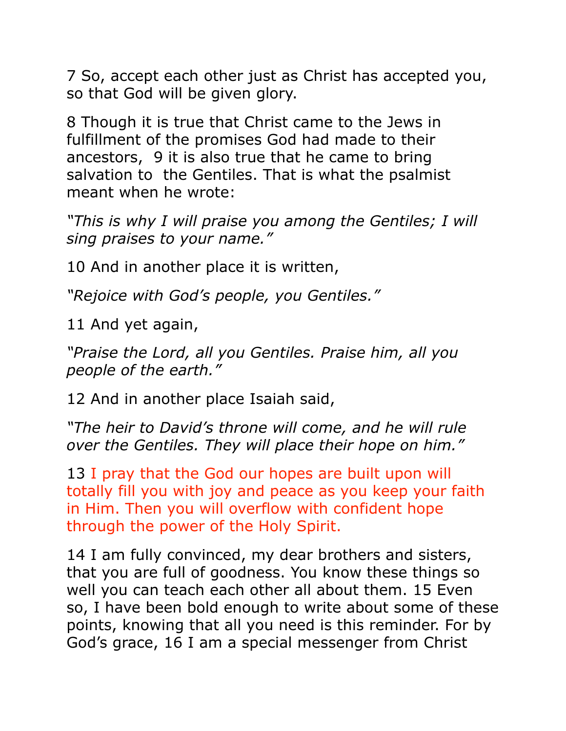7 So, accept each other just as Christ has accepted you, so that God will be given glory.

8 Though it is true that Christ came to the Jews in fulfillment of the promises God had made to their ancestors, 9 it is also true that he came to bring salvation to the Gentiles. That is what the psalmist meant when he wrote:

*"This is why I will praise you among the Gentiles; I will sing praises to your name."*

10 And in another place it is written,

*"Rejoice with God's people, you Gentiles."*

11 And yet again,

*"Praise the Lord, all you Gentiles. Praise him, all you people of the earth."*

12 And in another place Isaiah said,

*"The heir to David's throne will come, and he will rule over the Gentiles. They will place their hope on him."*

13 I pray that the God our hopes are built upon will totally fill you with joy and peace as you keep your faith in Him. Then you will overflow with confident hope through the power of the Holy Spirit.

14 I am fully convinced, my dear brothers and sisters, that you are full of goodness. You know these things so well you can teach each other all about them. 15 Even so, I have been bold enough to write about some of these points, knowing that all you need is this reminder. For by God's grace, 16 I am a special messenger from Christ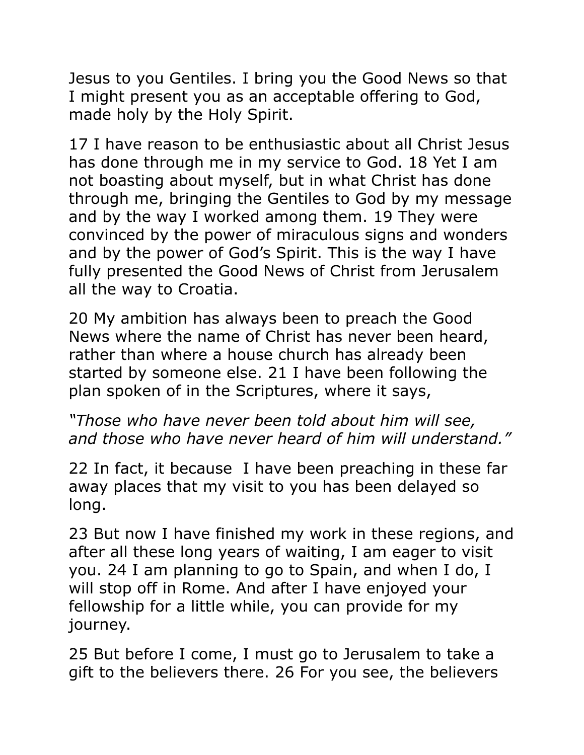Jesus to you Gentiles. I bring you the Good News so that I might present you as an acceptable offering to God, made holy by the Holy Spirit.

17 I have reason to be enthusiastic about all Christ Jesus has done through me in my service to God. 18 Yet I am not boasting about myself, but in what Christ has done through me, bringing the Gentiles to God by my message and by the way I worked among them. 19 They were convinced by the power of miraculous signs and wonders and by the power of God's Spirit. This is the way I have fully presented the Good News of Christ from Jerusalem all the way to Croatia.

20 My ambition has always been to preach the Good News where the name of Christ has never been heard, rather than where a house church has already been started by someone else. 21 I have been following the plan spoken of in the Scriptures, where it says,

*"Those who have never been told about him will see, and those who have never heard of him will understand."*

22 In fact, it because  I have been preaching in these far away places that my visit to you has been delayed so long.

23 But now I have finished my work in these regions, and after all these long years of waiting, I am eager to visit you. 24 I am planning to go to Spain, and when I do, I will stop off in Rome. And after I have enjoyed your fellowship for a little while, you can provide for my journey.

25 But before I come, I must go to Jerusalem to take a gift to the believers there. 26 For you see, the believers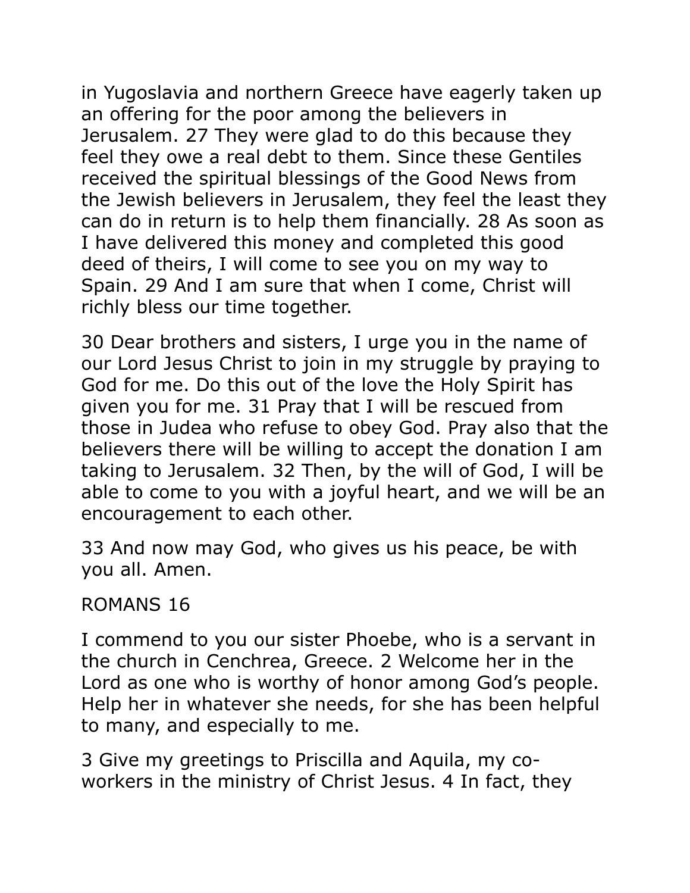in Yugoslavia and northern Greece have eagerly taken up an offering for the poor among the believers in Jerusalem. 27 They were glad to do this because they feel they owe a real debt to them. Since these Gentiles received the spiritual blessings of the Good News from the Jewish believers in Jerusalem, they feel the least they can do in return is to help them financially. 28 As soon as I have delivered this money and completed this good deed of theirs, I will come to see you on my way to Spain. 29 And I am sure that when I come, Christ will richly bless our time together.

30 Dear brothers and sisters, I urge you in the name of our Lord Jesus Christ to join in my struggle by praying to God for me. Do this out of the love the Holy Spirit has given you for me. 31 Pray that I will be rescued from those in Judea who refuse to obey God. Pray also that the believers there will be willing to accept the donation I am taking to Jerusalem. 32 Then, by the will of God, I will be able to come to you with a joyful heart, and we will be an encouragement to each other.

33 And now may God, who gives us his peace, be with you all. Amen.

## ROMANS 16

I commend to you our sister Phoebe, who is a servant in the church in Cenchrea, Greece. 2 Welcome her in the Lord as one who is worthy of honor among God's people. Help her in whatever she needs, for she has been helpful to many, and especially to me.

3 Give my greetings to Priscilla and Aquila, my co-workers in the ministry of Christ Jesus. 4 In fact, they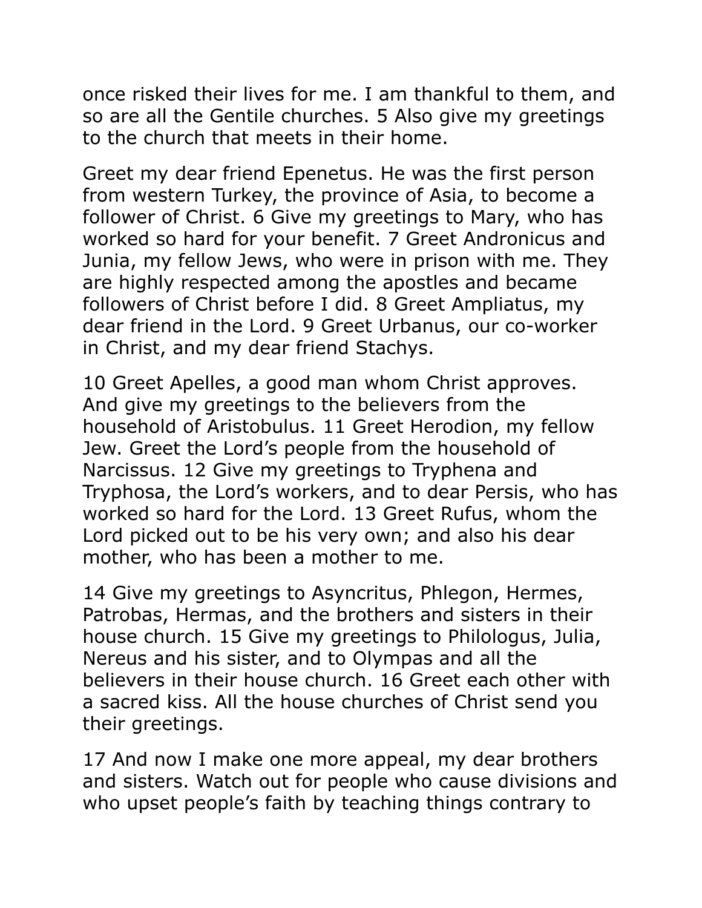once risked their lives for me. I am thankful to them, and so are all the Gentile churches. 5 Also give my greetings to the church that meets in their home.

Greet my dear friend Epenetus. He was the first person from western Turkey, the province of Asia, to become a follower of Christ. 6 Give my greetings to Mary, who has worked so hard for your benefit. 7 Greet Andronicus and Junia, my fellow Jews, who were in prison with me. They are highly respected among the apostles and became followers of Christ before I did. 8 Greet Ampliatus, my dear friend in the Lord. 9 Greet Urbanus, our co-worker in Christ, and my dear friend Stachys.

10 Greet Apelles, a good man whom Christ approves. And give my greetings to the believers from the household of Aristobulus. 11 Greet Herodion, my fellow Jew. Greet the Lord's people from the household of Narcissus. 12 Give my greetings to Tryphena and Tryphosa, the Lord's workers, and to dear Persis, who has worked so hard for the Lord. 13 Greet Rufus, whom the Lord picked out to be his very own; and also his dear mother, who has been a mother to me.

14 Give my greetings to Asyncritus, Phlegon, Hermes, Patrobas, Hermas, and the brothers and sisters in their house church. 15 Give my greetings to Philologus, Julia, Nereus and his sister, and to Olympas and all the believers in their house church. 16 Greet each other with a sacred kiss. All the house churches of Christ send you their greetings.

17 And now I make one more appeal, my dear brothers and sisters. Watch out for people who cause divisions and who upset people's faith by teaching things contrary to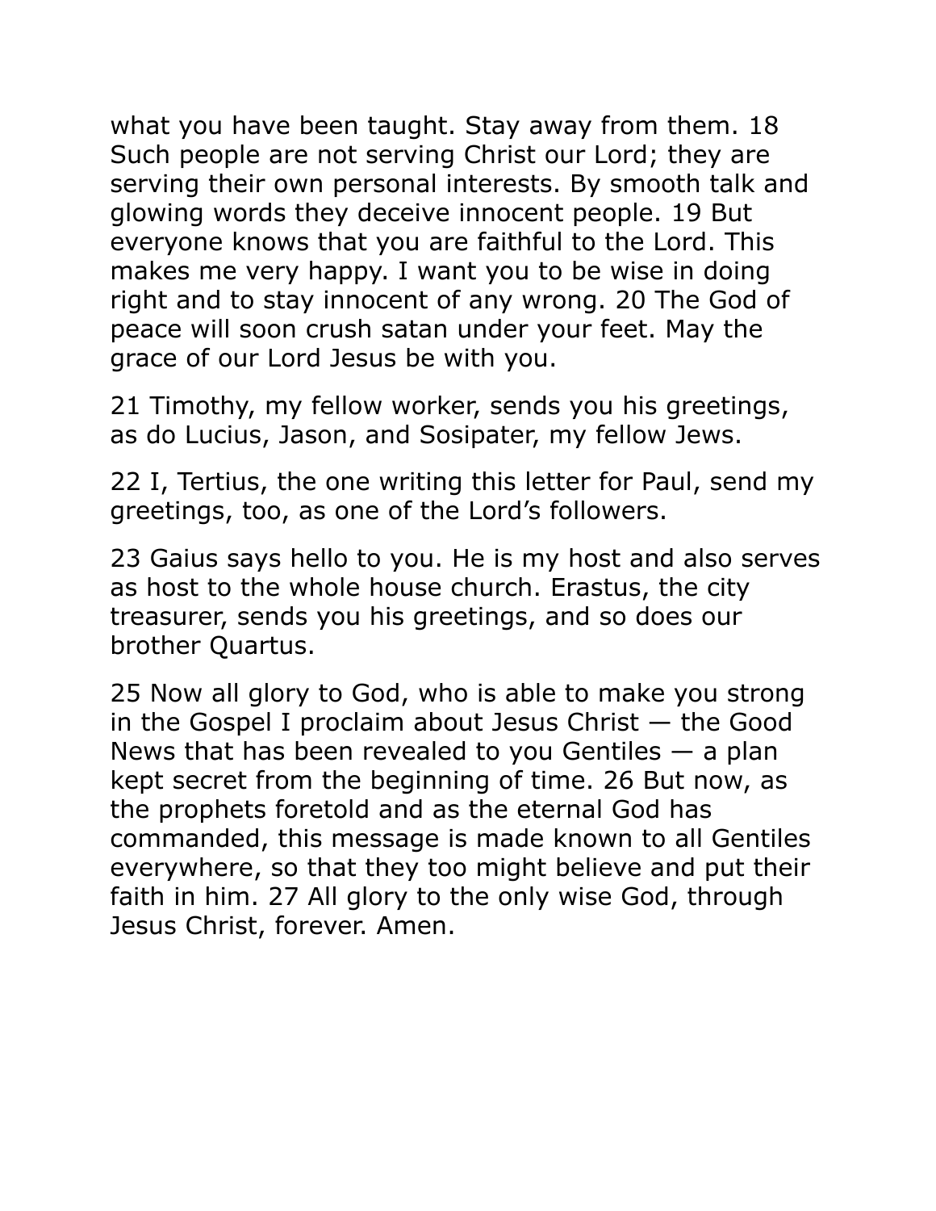what you have been taught. Stay away from them. 18 Such people are not serving Christ our Lord; they are serving their own personal interests. By smooth talk and glowing words they deceive innocent people. 19 But everyone knows that you are faithful to the Lord. This makes me very happy. I want you to be wise in doing right and to stay innocent of any wrong. 20 The God of peace will soon crush satan under your feet. May the grace of our Lord Jesus be with you.

21 Timothy, my fellow worker, sends you his greetings, as do Lucius, Jason, and Sosipater, my fellow Jews.

22 I, Tertius, the one writing this letter for Paul, send my greetings, too, as one of the Lord's followers.

23 Gaius says hello to you. He is my host and also serves as host to the whole house church. Erastus, the city treasurer, sends you his greetings, and so does our brother Quartus.

25 Now all glory to God, who is able to make you strong in the Gospel I proclaim about Jesus Christ — the Good News that has been revealed to you Gentiles — a plan kept secret from the beginning of time. 26 But now, as the prophets foretold and as the eternal God has commanded, this message is made known to all Gentiles everywhere, so that they too might believe and put their faith in him. 27 All glory to the only wise God, through Jesus Christ, forever. Amen.